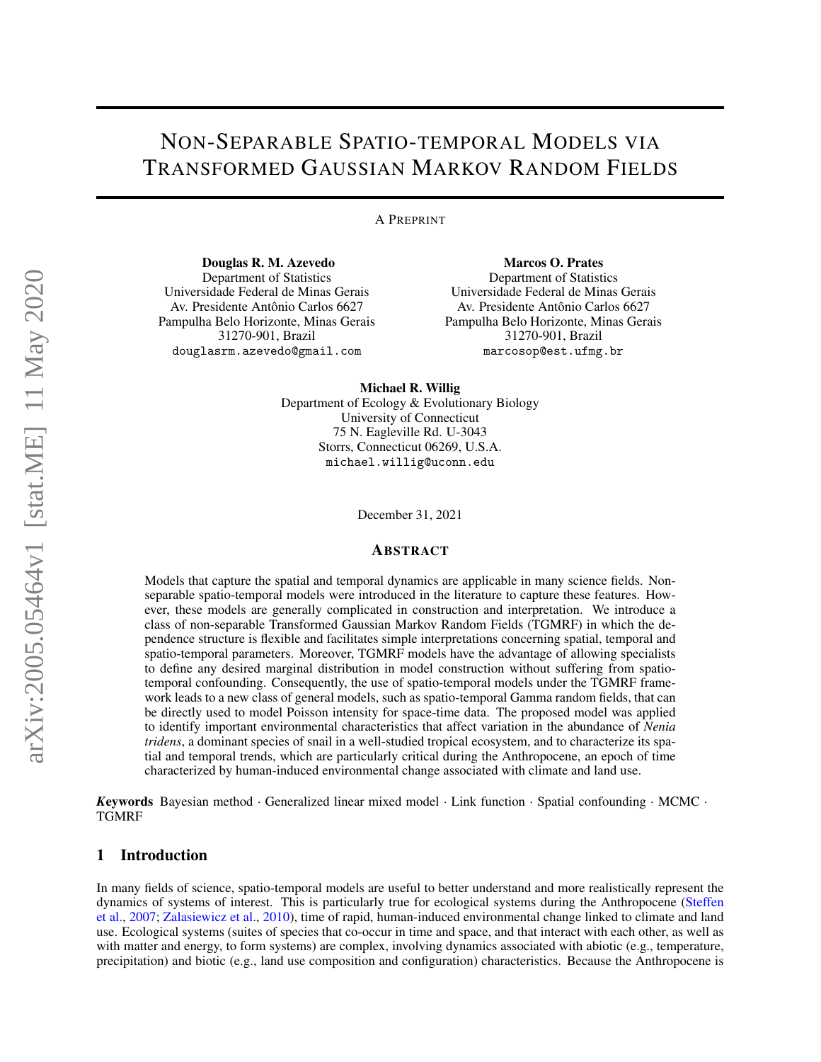# Non-Separable Spatio-temporal Models via Transformed Gaussian Markov Random Fields

A Preprint

**Douglas R. M. Azevedo**
Department of Statistics
Universidade Federal de Minas Gerais
Av. Presidente Antônio Carlos 6627
Pampulha Belo Horizonte, Minas Gerais
31270-901, Brazil
douglasrm.azevedo@gmail.com

**Marcos O. Prates**
Department of Statistics
Universidade Federal de Minas Gerais
Av. Presidente Antônio Carlos 6627
Pampulha Belo Horizonte, Minas Gerais
31270-901, Brazil
marcosop@est.ufmg.br

**Michael R. Willig**
Department of Ecology & Evolutionary Biology
University of Connecticut
75 N. Eagleville Rd. U-3043
Storrs, Connecticut 06269, U.S.A.
michael.willig@uconn.edu

December 31, 2021

## Abstract

Models that capture the spatial and temporal dynamics are applicable in many science fields. Non-separable spatio-temporal models were introduced in the literature to capture these features. However, these models are generally complicated in construction and interpretation. We introduce a class of non-separable Transformed Gaussian Markov Random Fields (TGMRF) in which the dependence structure is flexible and facilitates simple interpretations concerning spatial, temporal and spatio-temporal parameters. Moreover, TGMRF models have the advantage of allowing specialists to define any desired marginal distribution in model construction without suffering from spatio-temporal confounding. Consequently, the use of spatio-temporal models under the TGMRF framework leads to a new class of general models, such as spatio-temporal Gamma random fields, that can be directly used to model Poisson intensity for space-time data. The proposed model was applied to identify important environmental characteristics that affect variation in the abundance of *Nenia tridens*, a dominant species of snail in a well-studied tropical ecosystem, and to characterize its spatial and temporal trends, which are particularly critical during the Anthropocene, an epoch of time characterized by human-induced environmental change associated with climate and land use.

***Keywords*** Bayesian method · Generalized linear mixed model · Link function · Spatial confounding · MCMC · TGMRF

## 1 Introduction

In many fields of science, spatio-temporal models are useful to better understand and more realistically represent the dynamics of systems of interest. This is particularly true for ecological systems during the Anthropocene (Steffen et al., 2007; Zalasiewicz et al., 2010), time of rapid, human-induced environmental change linked to climate and land use. Ecological systems (suites of species that co-occur in time and space, and that interact with each other, as well as with matter and energy, to form systems) are complex, involving dynamics associated with abiotic (e.g., temperature, precipitation) and biotic (e.g., land use composition and configuration) characteristics. Because the Anthropocene is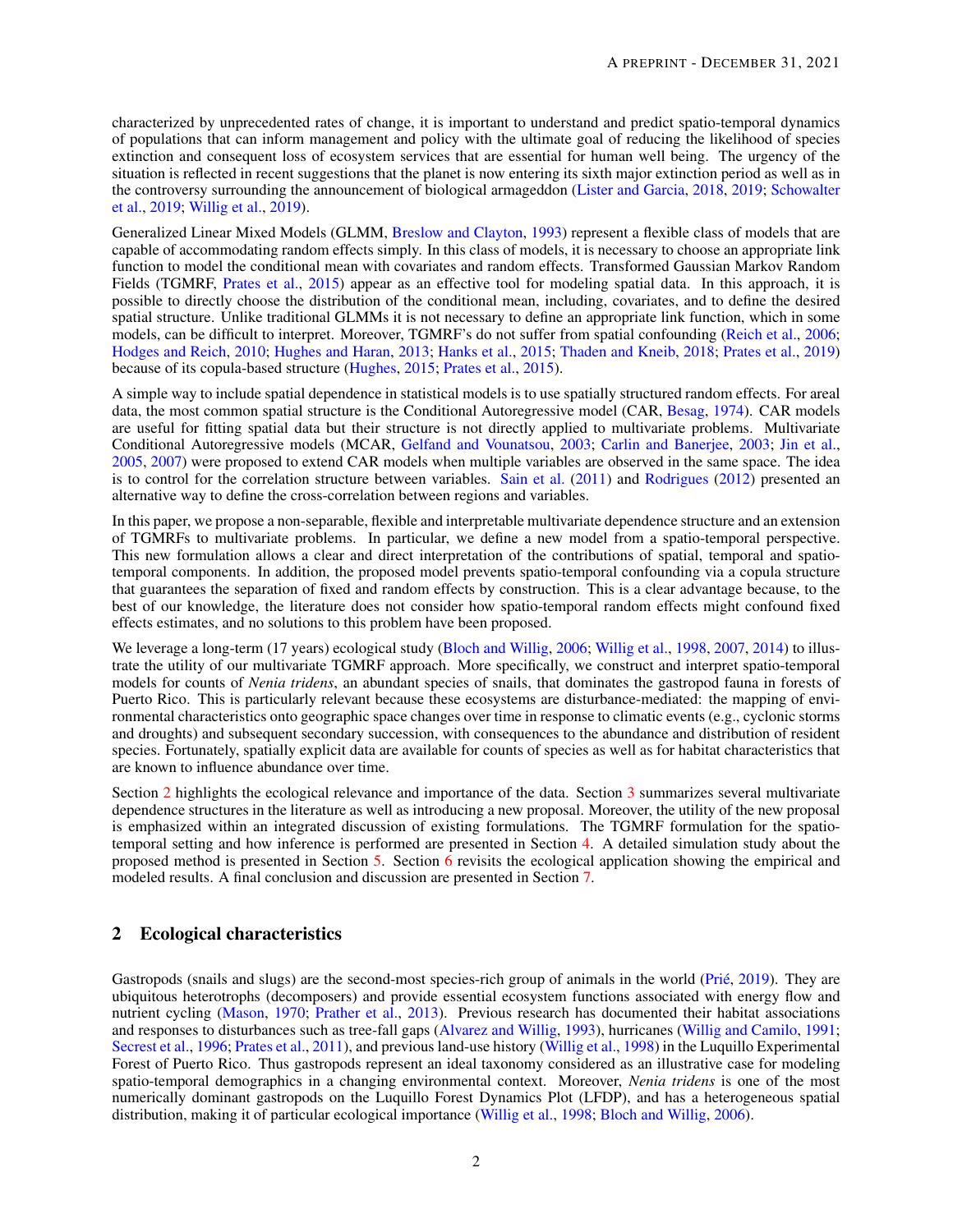characterized by unprecedented rates of change, it is important to understand and predict spatio-temporal dynamics of populations that can inform management and policy with the ultimate goal of reducing the likelihood of species extinction and consequent loss of ecosystem services that are essential for human well being. The urgency of the situation is reflected in recent suggestions that the planet is now entering its sixth major extinction period as well as in the controversy surrounding the announcement of biological armageddon (Lister and Garcia, 2018, 2019; Schowalter et al., 2019; Willig et al., 2019).

Generalized Linear Mixed Models (GLMM, Breslow and Clayton, 1993) represent a flexible class of models that are capable of accommodating random effects simply. In this class of models, it is necessary to choose an appropriate link function to model the conditional mean with covariates and random effects. Transformed Gaussian Markov Random Fields (TGMRF, Prates et al., 2015) appear as an effective tool for modeling spatial data. In this approach, it is possible to directly choose the distribution of the conditional mean, including, covariates, and to define the desired spatial structure. Unlike traditional GLMMs it is not necessary to define an appropriate link function, which in some models, can be difficult to interpret. Moreover, TGMRF's do not suffer from spatial confounding (Reich et al., 2006; Hodges and Reich, 2010; Hughes and Haran, 2013; Hanks et al., 2015; Thaden and Kneib, 2018; Prates et al., 2019) because of its copula-based structure (Hughes, 2015; Prates et al., 2015).

A simple way to include spatial dependence in statistical models is to use spatially structured random effects. For areal data, the most common spatial structure is the Conditional Autoregressive model (CAR, Besag, 1974). CAR models are useful for fitting spatial data but their structure is not directly applied to multivariate problems. Multivariate Conditional Autoregressive models (MCAR, Gelfand and Vounatsou, 2003; Carlin and Banerjee, 2003; Jin et al., 2005, 2007) were proposed to extend CAR models when multiple variables are observed in the same space. The idea is to control for the correlation structure between variables. Sain et al. (2011) and Rodrigues (2012) presented an alternative way to define the cross-correlation between regions and variables.

In this paper, we propose a non-separable, flexible and interpretable multivariate dependence structure and an extension of TGMRFs to multivariate problems. In particular, we define a new model from a spatio-temporal perspective. This new formulation allows a clear and direct interpretation of the contributions of spatial, temporal and spatio-temporal components. In addition, the proposed model prevents spatio-temporal confounding via a copula structure that guarantees the separation of fixed and random effects by construction. This is a clear advantage because, to the best of our knowledge, the literature does not consider how spatio-temporal random effects might confound fixed effects estimates, and no solutions to this problem have been proposed.

We leverage a long-term (17 years) ecological study (Bloch and Willig, 2006; Willig et al., 1998, 2007, 2014) to illustrate the utility of our multivariate TGMRF approach. More specifically, we construct and interpret spatio-temporal models for counts of *Nenia tridens*, an abundant species of snails, that dominates the gastropod fauna in forests of Puerto Rico. This is particularly relevant because these ecosystems are disturbance-mediated: the mapping of environmental characteristics onto geographic space changes over time in response to climatic events (e.g., cyclonic storms and droughts) and subsequent secondary succession, with consequences to the abundance and distribution of resident species. Fortunately, spatially explicit data are available for counts of species as well as for habitat characteristics that are known to influence abundance over time.

Section 2 highlights the ecological relevance and importance of the data. Section 3 summarizes several multivariate dependence structures in the literature as well as introducing a new proposal. Moreover, the utility of the new proposal is emphasized within an integrated discussion of existing formulations. The TGMRF formulation for the spatio-temporal setting and how inference is performed are presented in Section 4. A detailed simulation study about the proposed method is presented in Section 5. Section 6 revisits the ecological application showing the empirical and modeled results. A final conclusion and discussion are presented in Section 7.

## 2 Ecological characteristics

Gastropods (snails and slugs) are the second-most species-rich group of animals in the world (Prié, 2019). They are ubiquitous heterotrophs (decomposers) and provide essential ecosystem functions associated with energy flow and nutrient cycling (Mason, 1970; Prather et al., 2013). Previous research has documented their habitat associations and responses to disturbances such as tree-fall gaps (Alvarez and Willig, 1993), hurricanes (Willig and Camilo, 1991; Secrest et al., 1996; Prates et al., 2011), and previous land-use history (Willig et al., 1998) in the Luquillo Experimental Forest of Puerto Rico. Thus gastropods represent an ideal taxonomy considered as an illustrative case for modeling spatio-temporal demographics in a changing environmental context. Moreover, *Nenia tridens* is one of the most numerically dominant gastropods on the Luquillo Forest Dynamics Plot (LFDP), and has a heterogeneous spatial distribution, making it of particular ecological importance (Willig et al., 1998; Bloch and Willig, 2006).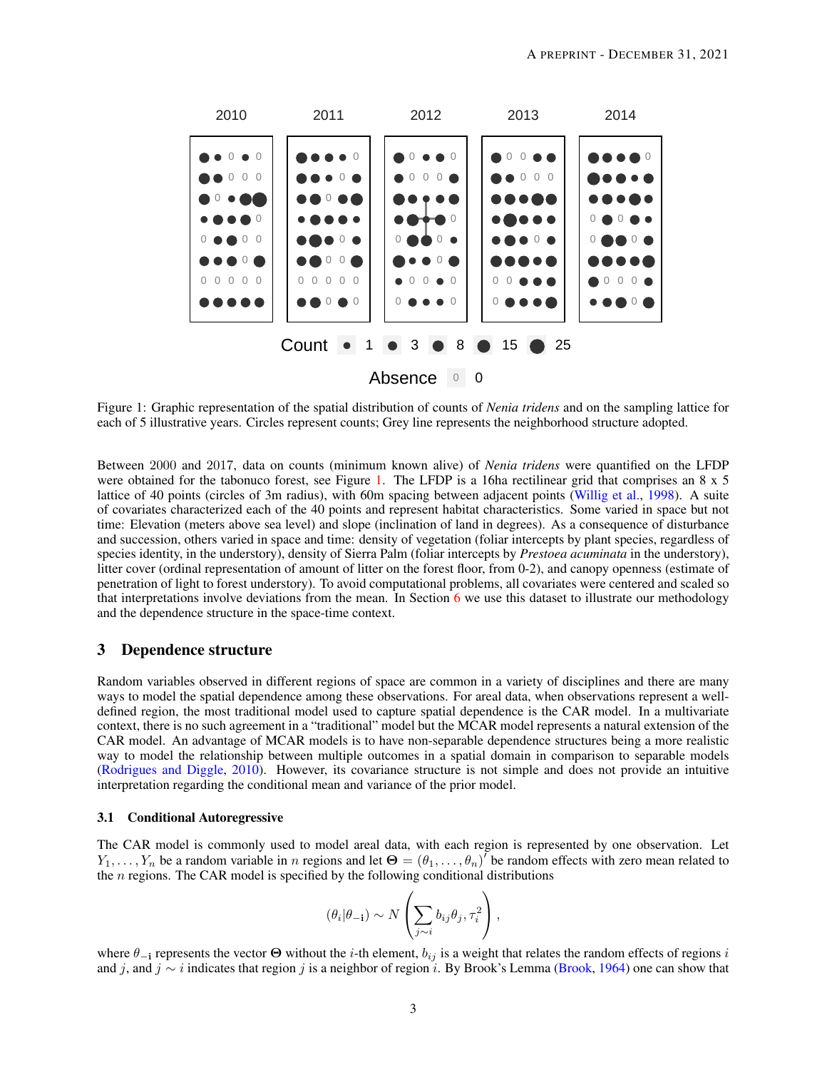Figure 1: Graphic representation of the spatial distribution of counts of *Nenia tridens* and on the sampling lattice for each of 5 illustrative years. Circles represent counts; Grey line represents the neighborhood structure adopted.

Between 2000 and 2017, data on counts (minimum known alive) of *Nenia tridens* were quantified on the LFDP were obtained for the tabonuco forest, see Figure 1. The LFDP is a 16ha rectilinear grid that comprises an 8 x 5 lattice of 40 points (circles of 3m radius), with 60m spacing between adjacent points (Willig et al., 1998). A suite of covariates characterized each of the 40 points and represent habitat characteristics. Some varied in space but not time: Elevation (meters above sea level) and slope (inclination of land in degrees). As a consequence of disturbance and succession, others varied in space and time: density of vegetation (foliar intercepts by plant species, regardless of species identity, in the understory), density of Sierra Palm (foliar intercepts by *Prestoea acuminata* in the understory), litter cover (ordinal representation of amount of litter on the forest floor, from 0-2), and canopy openness (estimate of penetration of light to forest understory). To avoid computational problems, all covariates were centered and scaled so that interpretations involve deviations from the mean. In Section 6 we use this dataset to illustrate our methodology and the dependence structure in the space-time context.

## 3 Dependence structure

Random variables observed in different regions of space are common in a variety of disciplines and there are many ways to model the spatial dependence among these observations. For areal data, when observations represent a well-defined region, the most traditional model used to capture spatial dependence is the CAR model. In a multivariate context, there is no such agreement in a "traditional" model but the MCAR model represents a natural extension of the CAR model. An advantage of MCAR models is to have non-separable dependence structures being a more realistic way to model the relationship between multiple outcomes in a spatial domain in comparison to separable models (Rodrigues and Diggle, 2010). However, its covariance structure is not simple and does not provide an intuitive interpretation regarding the conditional mean and variance of the prior model.

### 3.1 Conditional Autoregressive

The CAR model is commonly used to model areal data, with each region is represented by one observation. Let $Y_1, \ldots, Y_n$ be a random variable in $n$ regions and let $\mathbf{\Theta} = (\theta_1, \ldots, \theta_n)'$ be random effects with zero mean related to the $n$ regions. The CAR model is specified by the following conditional distributions

$$
(\theta_i | \theta_{-\mathbf{i}}) \sim N\left(\sum_{j \sim i} b_{ij}\theta_j, \tau_i^2\right),
$$

where $\theta_{-\mathbf{i}}$ represents the vector $\mathbf{\Theta}$ without the $i$-th element, $b_{ij}$ is a weight that relates the random effects of regions $i$ and $j$, and $j \sim i$ indicates that region $j$ is a neighbor of region $i$. By Brook's Lemma (Brook, 1964) one can show that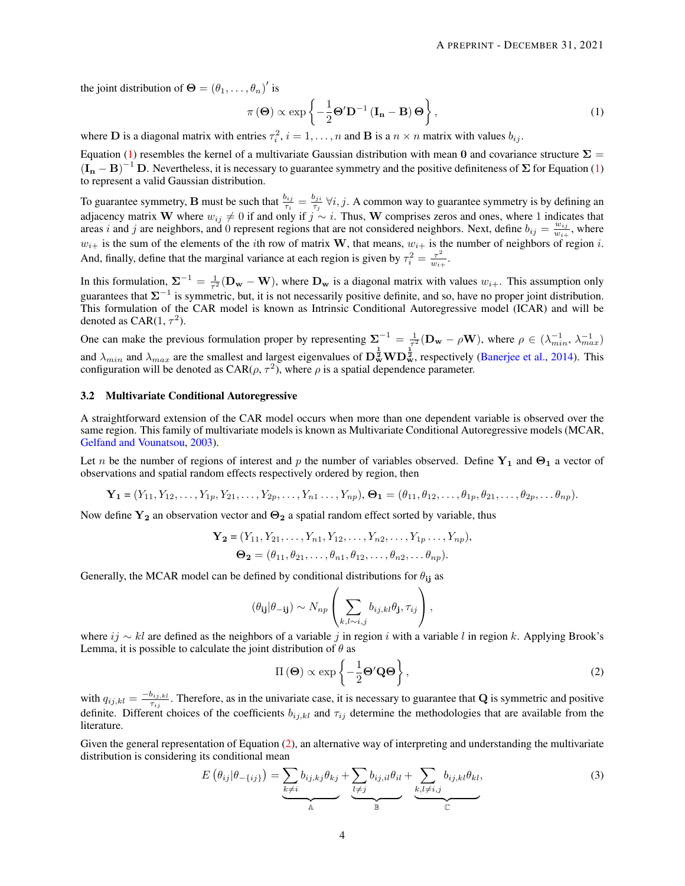the joint distribution of $\boldsymbol{\Theta} = (\theta_1, \ldots, \theta_n)'$ is

$$\pi(\boldsymbol{\Theta}) \propto \exp\left\{-\frac{1}{2}\boldsymbol{\Theta}'\mathbf{D}^{-1}(\mathbf{I_n} - \mathbf{B})\boldsymbol{\Theta}\right\}, \tag{1}$$

where $\mathbf{D}$ is a diagonal matrix with entries $\tau_i^2$, $i = 1, \ldots, n$ and $\mathbf{B}$ is a $n \times n$ matrix with values $b_{ij}$.

Equation (1) resembles the kernel of a multivariate Gaussian distribution with mean $\mathbf{0}$ and covariance structure $\boldsymbol{\Sigma} = (\mathbf{I_n} - \mathbf{B})^{-1}\mathbf{D}$. Nevertheless, it is necessary to guarantee symmetry and the positive definiteness of $\boldsymbol{\Sigma}$ for Equation (1) to represent a valid Gaussian distribution.

To guarantee symmetry, $\mathbf{B}$ must be such that $\frac{b_{ij}}{\tau_i} = \frac{b_{ji}}{\tau_j}$ $\forall i, j$. A common way to guarantee symmetry is by defining an adjacency matrix $\mathbf{W}$ where $w_{ij} \neq 0$ if and only if $j \sim i$. Thus, $\mathbf{W}$ comprises zeros and ones, where 1 indicates that areas $i$ and $j$ are neighbors, and 0 represent regions that are not considered neighbors. Next, define $b_{ij} = \frac{w_{ij}}{w_{i+}}$, where $w_{i+}$ is the sum of the elements of the $i$th row of matrix $\mathbf{W}$, that means, $w_{i+}$ is the number of neighbors of region $i$. And, finally, define that the marginal variance at each region is given by $\tau_i^2 = \frac{\tau^2}{w_{i+}}$.

In this formulation, $\boldsymbol{\Sigma}^{-1} = \frac{1}{\tau^2}(\mathbf{D_w} - \mathbf{W})$, where $\mathbf{D_w}$ is a diagonal matrix with values $w_{i+}$. This assumption only guarantees that $\boldsymbol{\Sigma}^{-1}$ is symmetric, but, it is not necessarily positive definite, and so, have no proper joint distribution. This formulation of the CAR model is known as Intrinsic Conditional Autoregressive model (ICAR) and will be denoted as CAR(1, $\tau^2$).

One can make the previous formulation proper by representing $\boldsymbol{\Sigma}^{-1} = \frac{1}{\tau^2}(\mathbf{D_w} - \rho\mathbf{W})$, where $\rho \in (\lambda_{min}^{-1}, \lambda_{max}^{-1})$ and $\lambda_{min}$ and $\lambda_{max}$ are the smallest and largest eigenvalues of $\mathbf{D}_\mathbf{w}^{\frac{1}{2}}\mathbf{W}\mathbf{D}_\mathbf{w}^{\frac{1}{2}}$, respectively (Banerjee et al., 2014). This configuration will be denoted as CAR($\rho$, $\tau^2$), where $\rho$ is a spatial dependence parameter.

### 3.2 Multivariate Conditional Autoregressive

A straightforward extension of the CAR model occurs when more than one dependent variable is observed over the same region. This family of multivariate models is known as Multivariate Conditional Autoregressive models (MCAR, Gelfand and Vounatsou, 2003).

Let $n$ be the number of regions of interest and $p$ the number of variables observed. Define $\mathbf{Y_1}$ and $\boldsymbol{\Theta_1}$ a vector of observations and spatial random effects respectively ordered by region, then

$$\mathbf{Y_1} = (Y_{11}, Y_{12}, \ldots, Y_{1p}, Y_{21}, \ldots, Y_{2p}, \ldots, Y_{n1} \ldots, Y_{np}),\ \boldsymbol{\Theta_1} = (\theta_{11}, \theta_{12}, \ldots, \theta_{1p}, \theta_{21}, \ldots, \theta_{2p}, \ldots \theta_{np}).$$

Now define $\mathbf{Y_2}$ an observation vector and $\boldsymbol{\Theta_2}$ a spatial random effect sorted by variable, thus

$$\mathbf{Y_2} = (Y_{11}, Y_{21}, \ldots, Y_{n1}, Y_{12}, \ldots, Y_{n2}, \ldots, Y_{1p} \ldots, Y_{np}),$$
$$\boldsymbol{\Theta_2} = (\theta_{11}, \theta_{21}, \ldots, \theta_{n1}, \theta_{12}, \ldots, \theta_{n2}, \ldots \theta_{np}).$$

Generally, the MCAR model can be defined by conditional distributions for $\theta_{\mathbf{ij}}$ as

$$(\theta_{\mathbf{ij}}|\theta_{-\mathbf{ij}}) \sim N_{np}\left(\sum_{k,l \sim i,j} b_{ij,kl}\theta_{\mathbf{j}}, \tau_{ij}\right),$$

where $ij \sim kl$ are defined as the neighbors of a variable $j$ in region $i$ with a variable $l$ in region $k$. Applying Brook's Lemma, it is possible to calculate the joint distribution of $\theta$ as

$$\Pi(\boldsymbol{\Theta}) \propto \exp\left\{-\frac{1}{2}\boldsymbol{\Theta}'\mathbf{Q}\boldsymbol{\Theta}\right\}, \tag{2}$$

with $q_{ij,kl} = \frac{-b_{ij,kl}}{\tau_{ij}}$. Therefore, as in the univariate case, it is necessary to guarantee that $\mathbf{Q}$ is symmetric and positive definite. Different choices of the coefficients $b_{ij,kl}$ and $\tau_{ij}$ determine the methodologies that are available from the literature.

Given the general representation of Equation (2), an alternative way of interpreting and understanding the multivariate distribution is considering its conditional mean

$$E\left(\theta_{ij}|\theta_{-\{ij\}}\right) = \underbrace{\sum_{k \neq i} b_{ij,kj}\theta_{kj}}_{\mathbb{A}} + \underbrace{\sum_{l \neq j} b_{ij,il}\theta_{il}}_{\mathbb{B}} + \underbrace{\sum_{k,l \neq i,j} b_{ij,kl}\theta_{kl}}_{\mathbb{C}}, \tag{3}$$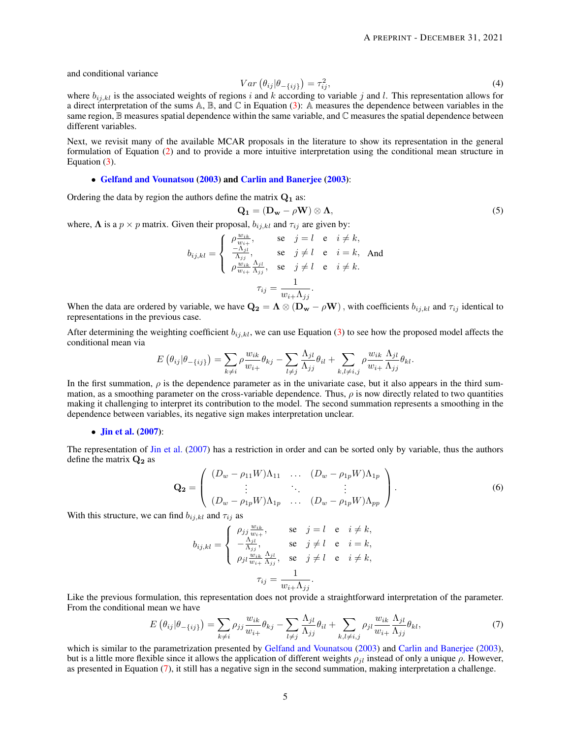and conditional variance

$$Var\left(\theta_{ij}|\theta_{-\{ij\}}\right) = \tau_{ij}^2, \tag{4}$$

where $b_{ij,kl}$ is the associated weights of regions $i$ and $k$ according to variable $j$ and $l$. This representation allows for a direct interpretation of the sums $\mathbb{A}$, $\mathbb{B}$, and $\mathbb{C}$ in Equation (3): $\mathbb{A}$ measures the dependence between variables in the same region, $\mathbb{B}$ measures spatial dependence within the same variable, and $\mathbb{C}$ measures the spatial dependence between different variables.

Next, we revisit many of the available MCAR proposals in the literature to show its representation in the general formulation of Equation (2) and to provide a more intuitive interpretation using the conditional mean structure in Equation (3).

- **Gelfand and Vounatsou (2003) and Carlin and Banerjee (2003)**:

Ordering the data by region the authors define the matrix $\mathbf{Q_1}$ as:

$$\mathbf{Q_1} = (\mathbf{D_w} - \rho \mathbf{W}) \otimes \mathbf{\Lambda}, \tag{5}$$

where, $\mathbf{\Lambda}$ is a $p \times p$ matrix. Given their proposal, $b_{ij,kl}$ and $\tau_{ij}$ are given by:

$$b_{ij,kl} = \begin{cases} \rho \frac{w_{ik}}{w_{i+}}, & \text{se} \quad j = l \quad \text{e} \quad i \neq k, \\ \frac{-\Lambda_{jl}}{\Lambda_{jj}}, & \text{se} \quad j \neq l \quad \text{e} \quad i = k, \\ \rho \frac{w_{ik}}{w_{i+}} \frac{\Lambda_{jl}}{\Lambda_{jj}}, & \text{se} \quad j \neq l \quad \text{e} \quad i \neq k. \end{cases} \quad \text{And}$$

$$\tau_{ij} = \frac{1}{w_{i+}\Lambda_{jj}}.$$

When the data are ordered by variable, we have $\mathbf{Q_2} = \mathbf{\Lambda} \otimes (\mathbf{D_w} - \rho \mathbf{W})$, with coefficients $b_{ij,kl}$ and $\tau_{ij}$ identical to representations in the previous case.

After determining the weighting coefficient $b_{ij,kl}$, we can use Equation (3) to see how the proposed model affects the conditional mean via

$$E\left(\theta_{ij}|\theta_{-\{ij\}}\right) = \sum_{k \neq i} \rho \frac{w_{ik}}{w_{i+}} \theta_{kj} - \sum_{l \neq j} \frac{\Lambda_{jl}}{\Lambda_{jj}} \theta_{il} + \sum_{k,l \neq i,j} \rho \frac{w_{ik}}{w_{i+}} \frac{\Lambda_{jl}}{\Lambda_{jj}} \theta_{kl}.$$

In the first summation, $\rho$ is the dependence parameter as in the univariate case, but it also appears in the third summation, as a smoothing parameter on the cross-variable dependence. Thus, $\rho$ is now directly related to two quantities making it challenging to interpret its contribution to the model. The second summation represents a smoothing in the dependence between variables, its negative sign makes interpretation unclear.

- **Jin et al. (2007)**:

The representation of Jin et al. (2007) has a restriction in order and can be sorted only by variable, thus the authors define the matrix $\mathbf{Q_2}$ as

$$\mathbf{Q_2} = \begin{pmatrix} (D_w - \rho_{11}W)\Lambda_{11} & \dots & (D_w - \rho_{1p}W)\Lambda_{1p} \\ \vdots & \ddots & \vdots \\ (D_w - \rho_{1p}W)\Lambda_{1p} & \dots & (D_w - \rho_{1p}W)\Lambda_{pp} \end{pmatrix}. \tag{6}$$

With this structure, we can find $b_{ij,kl}$ and $\tau_{ij}$ as

$$b_{ij,kl} = \begin{cases} \rho_{jj} \frac{w_{ik}}{w_{i+}}, & \text{se} \quad j = l \quad \text{e} \quad i \neq k, \\ -\frac{\Lambda_{jl}}{\Lambda_{jj}}, & \text{se} \quad j \neq l \quad \text{e} \quad i = k, \\ \rho_{jl} \frac{w_{ik}}{w_{i+}} \frac{\Lambda_{jl}}{\Lambda_{jj}}, & \text{se} \quad j \neq l \quad \text{e} \quad i \neq k, \end{cases}$$

$$\tau_{ij} = \frac{1}{w_{i+}\Lambda_{jj}}.$$

Like the previous formulation, this representation does not provide a straightforward interpretation of the parameter. From the conditional mean we have

$$E\left(\theta_{ij}|\theta_{-\{ij\}}\right) = \sum_{k \neq i} \rho_{jj} \frac{w_{ik}}{w_{i+}} \theta_{kj} - \sum_{l \neq j} \frac{\Lambda_{jl}}{\Lambda_{jj}} \theta_{il} + \sum_{k,l \neq i,j} \rho_{jl} \frac{w_{ik}}{w_{i+}} \frac{\Lambda_{jl}}{\Lambda_{jj}} \theta_{kl}, \tag{7}$$

which is similar to the parametrization presented by Gelfand and Vounatsou (2003) and Carlin and Banerjee (2003), but is a little more flexible since it allows the application of different weights $\rho_{jl}$ instead of only a unique $\rho$. However, as presented in Equation (7), it still has a negative sign in the second summation, making interpretation a challenge.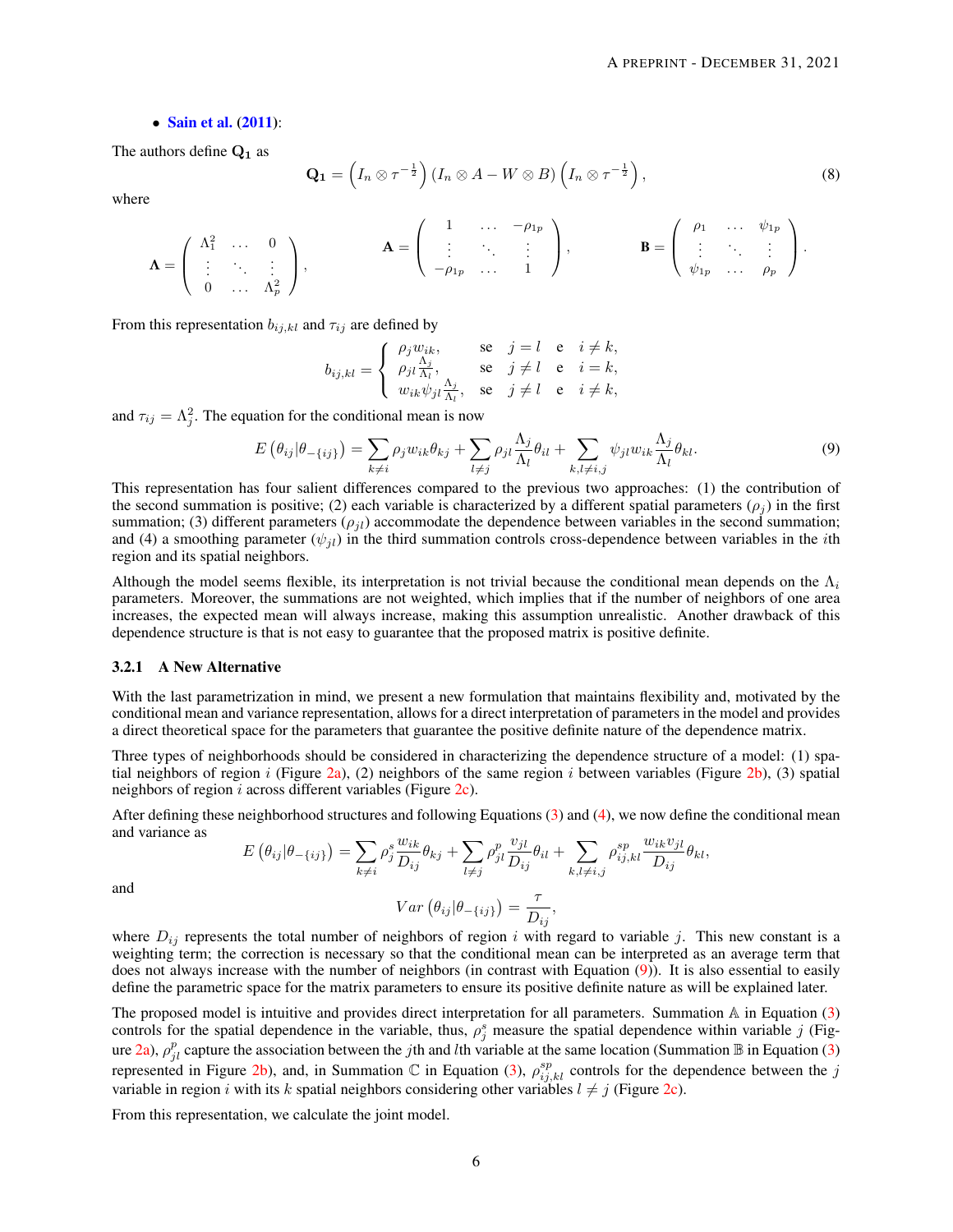- Sain et al. (2011):

The authors define $\mathbf{Q_1}$ as

$$\mathbf{Q_1} = \left(I_n \otimes \tau^{-\frac{1}{2}}\right)\left(I_n \otimes A - W \otimes B\right)\left(I_n \otimes \tau^{-\frac{1}{2}}\right), \tag{8}$$

where

$$\mathbf{\Lambda} = \begin{pmatrix} \Lambda_1^2 & \dots & 0 \\ \vdots & \ddots & \vdots \\ 0 & \dots & \Lambda_p^2 \end{pmatrix}, \qquad \mathbf{A} = \begin{pmatrix} 1 & \dots & -\rho_{1p} \\ \vdots & \ddots & \vdots \\ -\rho_{1p} & \dots & 1 \end{pmatrix}, \qquad \mathbf{B} = \begin{pmatrix} \rho_1 & \dots & \psi_{1p} \\ \vdots & \ddots & \vdots \\ \psi_{1p} & \dots & \rho_p \end{pmatrix}.$$

From this representation $b_{ij,kl}$ and $\tau_{ij}$ are defined by

$$b_{ij,kl} = \begin{cases} \rho_j w_{ik}, & \text{se} \quad j = l \quad \text{e} \quad i \neq k, \\ \rho_{jl}\frac{\Lambda_j}{\Lambda_l}, & \text{se} \quad j \neq l \quad \text{e} \quad i = k, \\ w_{ik}\psi_{jl}\frac{\Lambda_j}{\Lambda_l}, & \text{se} \quad j \neq l \quad \text{e} \quad i \neq k, \end{cases}$$

and $\tau_{ij} = \Lambda_j^2$. The equation for the conditional mean is now

$$E\left(\theta_{ij}|\theta_{-\{ij\}}\right) = \sum_{k \neq i} \rho_j w_{ik}\theta_{kj} + \sum_{l \neq j} \rho_{jl}\frac{\Lambda_j}{\Lambda_l}\theta_{il} + \sum_{k,l \neq i,j} \psi_{jl} w_{ik}\frac{\Lambda_j}{\Lambda_l}\theta_{kl}. \tag{9}$$

This representation has four salient differences compared to the previous two approaches: (1) the contribution of the second summation is positive; (2) each variable is characterized by a different spatial parameters ($\rho_j$) in the first summation; (3) different parameters ($\rho_{jl}$) accommodate the dependence between variables in the second summation; and (4) a smoothing parameter ($\psi_{jl}$) in the third summation controls cross-dependence between variables in the $i$th region and its spatial neighbors.

Although the model seems flexible, its interpretation is not trivial because the conditional mean depends on the $\Lambda_i$ parameters. Moreover, the summations are not weighted, which implies that if the number of neighbors of one area increases, the expected mean will always increase, making this assumption unrealistic. Another drawback of this dependence structure is that is not easy to guarantee that the proposed matrix is positive definite.

### 3.2.1 A New Alternative

With the last parametrization in mind, we present a new formulation that maintains flexibility and, motivated by the conditional mean and variance representation, allows for a direct interpretation of parameters in the model and provides a direct theoretical space for the parameters that guarantee the positive definite nature of the dependence matrix.

Three types of neighborhoods should be considered in characterizing the dependence structure of a model: (1) spatial neighbors of region $i$ (Figure 2a), (2) neighbors of the same region $i$ between variables (Figure 2b), (3) spatial neighbors of region $i$ across different variables (Figure 2c).

After defining these neighborhood structures and following Equations (3) and (4), we now define the conditional mean and variance as

$$E\left(\theta_{ij}|\theta_{-\{ij\}}\right) = \sum_{k \neq i} \rho_j^s \frac{w_{ik}}{D_{ij}}\theta_{kj} + \sum_{l \neq j} \rho_{jl}^p \frac{v_{jl}}{D_{ij}}\theta_{il} + \sum_{k,l \neq i,j} \rho_{ij,kl}^{sp}\frac{w_{ik}v_{jl}}{D_{ij}}\theta_{kl},$$

and

$$Var\left(\theta_{ij}|\theta_{-\{ij\}}\right) = \frac{\tau}{D_{ij}},$$

where $D_{ij}$ represents the total number of neighbors of region $i$ with regard to variable $j$. This new constant is a weighting term; the correction is necessary so that the conditional mean can be interpreted as an average term that does not always increase with the number of neighbors (in contrast with Equation (9)). It is also essential to easily define the parametric space for the matrix parameters to ensure its positive definite nature as will be explained later.

The proposed model is intuitive and provides direct interpretation for all parameters. Summation $\mathbb{A}$ in Equation (3) controls for the spatial dependence in the variable, thus, $\rho_j^s$ measure the spatial dependence within variable $j$ (Figure 2a), $\rho_{jl}^p$ capture the association between the $j$th and $l$th variable at the same location (Summation $\mathbb{B}$ in Equation (3) represented in Figure 2b), and, in Summation $\mathbb{C}$ in Equation (3), $\rho_{ij,kl}^{sp}$ controls for the dependence between the $j$ variable in region $i$ with its $k$ spatial neighbors considering other variables $l \neq j$ (Figure 2c).

From this representation, we calculate the joint model.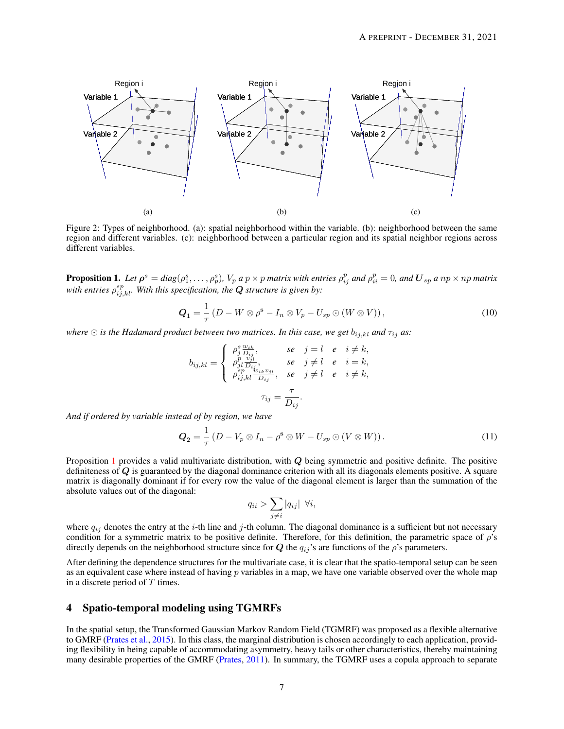Figure 2: Types of neighborhood. (a): spatial neighborhood within the variable. (b): neighborhood between the same region and different variables. (c): neighborhood between a particular region and its spatial neighbor regions across different variables.

**Proposition 1.** *Let $\boldsymbol{\rho}^{s} = diag(\rho_1^{s}, \ldots, \rho_p^{s})$, $V_p$ a $p \times p$ matrix with entries $\rho_{ij}^{p}$ and $\rho_{ii}^{p} = 0$, and $\boldsymbol{U}_{sp}$ a $np \times np$ matrix with entries $\rho_{ij,kl}^{sp}$. With this specification, the $\boldsymbol{Q}$ structure is given by:*

$$\boldsymbol{Q}_1 = \frac{1}{\tau}\left(D - W \otimes \rho^{\mathbf{s}} - I_n \otimes V_p - U_{sp} \odot (W \otimes V)\right), \tag{10}$$

*where $\odot$ is the Hadamard product between two matrices. In this case, we get $b_{ij,kl}$ and $\tau_{ij}$ as:*

$$b_{ij,kl} = \begin{cases} \rho_j^{s}\frac{w_{ik}}{D_{ij}}, & se \quad j = l \quad e \quad i \neq k, \\ \rho_{jl}^{p}\frac{v_{jl}}{D_{ij}}, & se \quad j \neq l \quad e \quad i = k, \\ \rho_{ij,kl}^{sp}\frac{w_{ik}v_{jl}}{D_{ij}}, & se \quad j \neq l \quad e \quad i \neq k, \end{cases}$$

$$\tau_{ij} = \frac{\tau}{D_{ij}}.$$

*And if ordered by variable instead of by region, we have*

$$\boldsymbol{Q}_2 = \frac{1}{\tau}\left(D - V_p \otimes I_n - \rho^{\mathbf{s}} \otimes W - U_{sp} \odot (V \otimes W)\right). \tag{11}$$

Proposition 1 provides a valid multivariate distribution, with $\boldsymbol{Q}$ being symmetric and positive definite. The positive definiteness of $\boldsymbol{Q}$ is guaranteed by the diagonal dominance criterion with all its diagonals elements positive. A square matrix is diagonally dominant if for every row the value of the diagonal element is larger than the summation of the absolute values out of the diagonal:

$$q_{ii} > \sum_{j \neq i} |q_{ij}| \;\; \forall i,$$

where $q_{ij}$ denotes the entry at the $i$-th line and $j$-th column. The diagonal dominance is a sufficient but not necessary condition for a symmetric matrix to be positive definite. Therefore, for this definition, the parametric space of $\rho$'s directly depends on the neighborhood structure since for $\boldsymbol{Q}$ the $q_{ij}$'s are functions of the $\rho$'s parameters.

After defining the dependence structures for the multivariate case, it is clear that the spatio-temporal setup can be seen as an equivalent case where instead of having $p$ variables in a map, we have one variable observed over the whole map in a discrete period of $T$ times.

## 4 Spatio-temporal modeling using TGMRFs

In the spatial setup, the Transformed Gaussian Markov Random Field (TGMRF) was proposed as a flexible alternative to GMRF (Prates et al., 2015). In this class, the marginal distribution is chosen accordingly to each application, providing flexibility in being capable of accommodating asymmetry, heavy tails or other characteristics, thereby maintaining many desirable properties of the GMRF (Prates, 2011). In summary, the TGMRF uses a copula approach to separate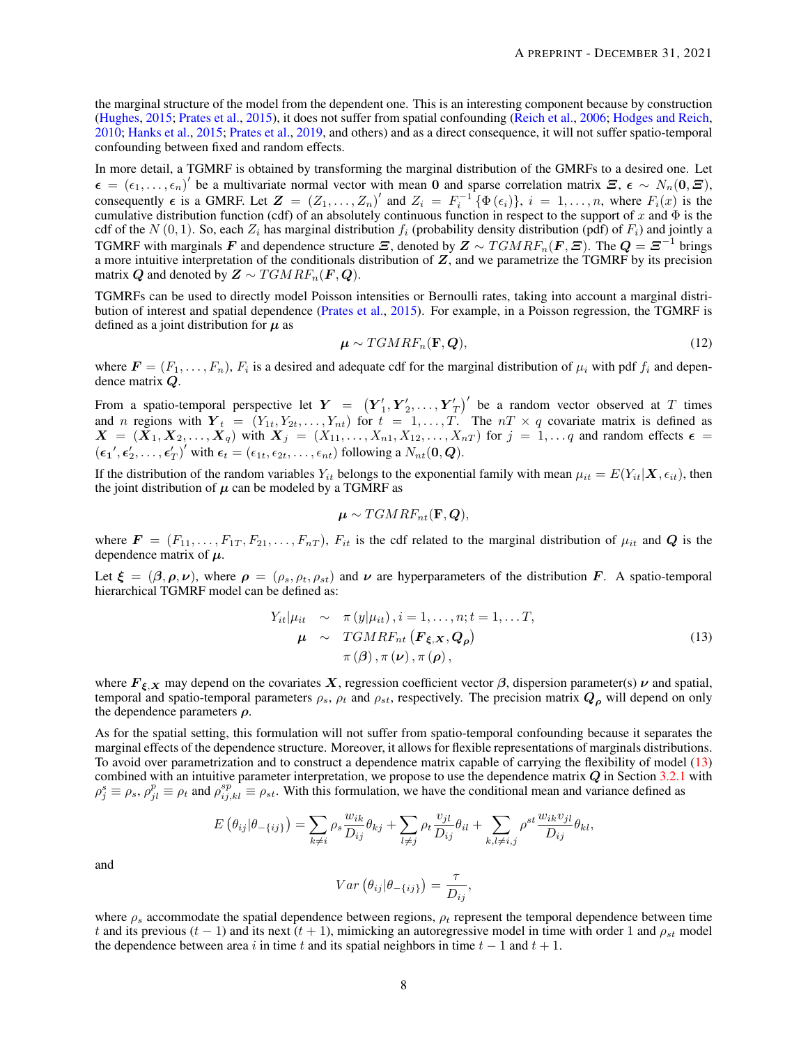the marginal structure of the model from the dependent one. This is an interesting component because by construction (Hughes, 2015; Prates et al., 2015), it does not suffer from spatial confounding (Reich et al., 2006; Hodges and Reich, 2010; Hanks et al., 2015; Prates et al., 2019, and others) and as a direct consequence, it will not suffer spatio-temporal confounding between fixed and random effects.

In more detail, a TGMRF is obtained by transforming the marginal distribution of the GMRFs to a desired one. Let $\boldsymbol{\epsilon} = (\epsilon_1, \ldots, \epsilon_n)'$ be a multivariate normal vector with mean $\mathbf{0}$ and sparse correlation matrix $\boldsymbol{\Xi}$, $\boldsymbol{\epsilon} \sim N_n(\mathbf{0}, \boldsymbol{\Xi})$, consequently $\boldsymbol{\epsilon}$ is a GMRF. Let $\boldsymbol{Z} = (Z_1, \ldots, Z_n)'$ and $Z_i = F_i^{-1}\{\Phi(\epsilon_i)\}$, $i = 1, \ldots, n$, where $F_i(x)$ is the cumulative distribution function (cdf) of an absolutely continuous function in respect to the support of $x$ and $\Phi$ is the cdf of the $N(0, 1)$. So, each $Z_i$ has marginal distribution $f_i$ (probability density distribution (pdf) of $F_i$) and jointly a TGMRF with marginals $\boldsymbol{F}$ and dependence structure $\boldsymbol{\Xi}$, denoted by $\boldsymbol{Z} \sim TGMRF_n(\boldsymbol{F}, \boldsymbol{\Xi})$. The $\boldsymbol{Q} = \boldsymbol{\Xi}^{-1}$ brings a more intuitive interpretation of the conditionals distribution of $\boldsymbol{Z}$, and we parametrize the TGMRF by its precision matrix $\boldsymbol{Q}$ and denoted by $\boldsymbol{Z} \sim TGMRF_n(\boldsymbol{F}, \boldsymbol{Q})$.

TGMRFs can be used to directly model Poisson intensities or Bernoulli rates, taking into account a marginal distribution of interest and spatial dependence (Prates et al., 2015). For example, in a Poisson regression, the TGMRF is defined as a joint distribution for $\boldsymbol{\mu}$ as

$$\boldsymbol{\mu} \sim TGMRF_n(\mathbf{F}, \boldsymbol{Q}), \tag{12}$$

where $\boldsymbol{F} = (F_1, \ldots, F_n)$, $F_i$ is a desired and adequate cdf for the marginal distribution of $\mu_i$ with pdf $f_i$ and dependence matrix $\boldsymbol{Q}$.

From a spatio-temporal perspective let $\boldsymbol{Y} = (\boldsymbol{Y}_1', \boldsymbol{Y}_2', \ldots, \boldsymbol{Y}_T')'$ be a random vector observed at $T$ times and $n$ regions with $\boldsymbol{Y}_t = (Y_{1t}, Y_{2t}, \ldots, Y_{nt})$ for $t = 1, \ldots, T$. The $nT \times q$ covariate matrix is defined as $\boldsymbol{X} = (\boldsymbol{X}_1, \boldsymbol{X}_2, \ldots, \boldsymbol{X}_q)$ with $\boldsymbol{X}_j = (X_{11}, \ldots, X_{n1}, X_{12}, \ldots, X_{nT})$ for $j = 1, \ldots q$ and random effects $\boldsymbol{\epsilon} = (\boldsymbol{\epsilon_1}', \boldsymbol{\epsilon}_2', \ldots, \boldsymbol{\epsilon}_T')'$ with $\boldsymbol{\epsilon}_t = (\epsilon_{1t}, \epsilon_{2t}, \ldots, \epsilon_{nt})$ following a $N_{nt}(\mathbf{0}, \boldsymbol{Q})$.

If the distribution of the random variables $Y_{it}$ belongs to the exponential family with mean $\mu_{it} = E(Y_{it}|\boldsymbol{X}, \epsilon_{it})$, then the joint distribution of $\boldsymbol{\mu}$ can be modeled by a TGMRF as

$$\boldsymbol{\mu} \sim TGMRF_{nt}(\mathbf{F}, \boldsymbol{Q}),$$

where $\boldsymbol{F} = (F_{11}, \ldots, F_{1T}, F_{21}, \ldots, F_{nT})$, $F_{it}$ is the cdf related to the marginal distribution of $\mu_{it}$ and $\boldsymbol{Q}$ is the dependence matrix of $\boldsymbol{\mu}$.

Let $\boldsymbol{\xi} = (\boldsymbol{\beta}, \boldsymbol{\rho}, \boldsymbol{\nu})$, where $\boldsymbol{\rho} = (\rho_s, \rho_t, \rho_{st})$ and $\boldsymbol{\nu}$ are hyperparameters of the distribution $\boldsymbol{F}$. A spatio-temporal hierarchical TGMRF model can be defined as:

$$\begin{aligned}
Y_{it}|\mu_{it} &\sim \pi\left(y|\mu_{it}\right), i = 1, \ldots, n; t = 1, \ldots T, \\
\boldsymbol{\mu} &\sim TGMRF_{nt}\left(\boldsymbol{F}_{\boldsymbol{\xi}, \boldsymbol{X}}, \boldsymbol{Q}_{\boldsymbol{\rho}}\right) \\
& \quad \pi\left(\boldsymbol{\beta}\right), \pi\left(\boldsymbol{\nu}\right), \pi\left(\boldsymbol{\rho}\right),
\end{aligned} \tag{13}$$

where $\boldsymbol{F}_{\boldsymbol{\xi}, \boldsymbol{X}}$ may depend on the covariates $\boldsymbol{X}$, regression coefficient vector $\boldsymbol{\beta}$, dispersion parameter(s) $\boldsymbol{\nu}$ and spatial, temporal and spatio-temporal parameters $\rho_s$, $\rho_t$ and $\rho_{st}$, respectively. The precision matrix $\boldsymbol{Q}_{\boldsymbol{\rho}}$ will depend on only the dependence parameters $\boldsymbol{\rho}$.

As for the spatial setting, this formulation will not suffer from spatio-temporal confounding because it separates the marginal effects of the dependence structure. Moreover, it allows for flexible representations of marginals distributions. To avoid over parametrization and to construct a dependence matrix capable of carrying the flexibility of model (13) combined with an intuitive parameter interpretation, we propose to use the dependence matrix $\boldsymbol{Q}$ in Section 3.2.1 with $\rho_j^s \equiv \rho_s$, $\rho_{jl}^p \equiv \rho_t$ and $\rho_{ij,kl}^{sp} \equiv \rho_{st}$. With this formulation, we have the conditional mean and variance defined as

$$E\left(\theta_{ij}|\theta_{-\{ij\}}\right) = \sum_{k \neq i} \rho_s \frac{w_{ik}}{D_{ij}} \theta_{kj} + \sum_{l \neq j} \rho_t \frac{v_{jl}}{D_{ij}} \theta_{il} + \sum_{k,l \neq i,j} \rho^{st} \frac{w_{ik} v_{jl}}{D_{ij}} \theta_{kl},$$

and

$$Var\left(\theta_{ij}|\theta_{-\{ij\}}\right) = \frac{\tau}{D_{ij}},$$

where $\rho_s$ accommodate the spatial dependence between regions, $\rho_t$ represent the temporal dependence between time $t$ and its previous $(t-1)$ and its next $(t+1)$, mimicking an autoregressive model in time with order 1 and $\rho_{st}$ model the dependence between area $i$ in time $t$ and its spatial neighbors in time $t-1$ and $t+1$.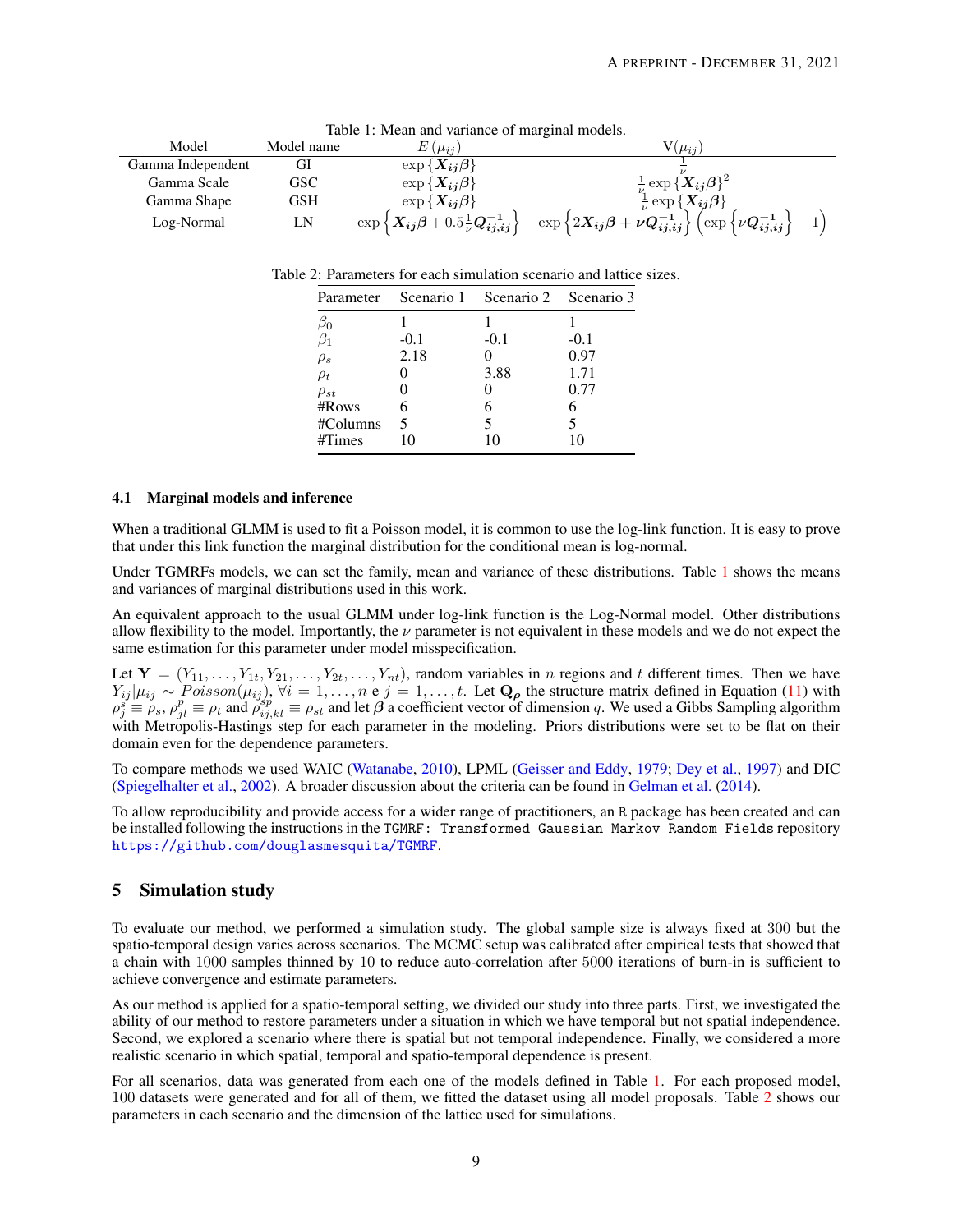Table 1: Mean and variance of marginal models.

| Model | Model name | $E(\mu_{ij})$ | $V(\mu_{ij})$ |
|---|---|---|---|
| Gamma Independent | GI | $\exp\{\boldsymbol{X_{ij}\beta}\}$ | $\frac{1}{\nu}$ |
| Gamma Scale | GSC | $\exp\{\boldsymbol{X_{ij}\beta}\}$ | $\frac{1}{\nu}\exp\{\boldsymbol{X_{ij}\beta}\}^2$ |
| Gamma Shape | GSH | $\exp\{\boldsymbol{X_{ij}\beta}\}$ | $\frac{1}{\nu}\exp\{\boldsymbol{X_{ij}\beta}\}$ |
| Log-Normal | LN | $\exp\left\{\boldsymbol{X_{ij}\beta} + 0.5\frac{1}{\nu}\boldsymbol{Q^{-1}_{ij,ij}}\right\}$ | $\exp\left\{2\boldsymbol{X_{ij}\beta} + \boldsymbol{\nu Q^{-1}_{ij,ij}}\right\}\left(\exp\left\{\nu\boldsymbol{Q^{-1}_{ij,ij}}\right\} - 1\right)$ |

Table 2: Parameters for each simulation scenario and lattice sizes.

| Parameter | Scenario 1 | Scenario 2 | Scenario 3 |
|---|---|---|---|
| $\beta_0$ | 1 | 1 | 1 |
| $\beta_1$ | -0.1 | -0.1 | -0.1 |
| $\rho_s$ | 2.18 | 0 | 0.97 |
| $\rho_t$ | 0 | 3.88 | 1.71 |
| $\rho_{st}$ | 0 | 0 | 0.77 |
| #Rows | 6 | 6 | 6 |
| #Columns | 5 | 5 | 5 |
| #Times | 10 | 10 | 10 |

### 4.1 Marginal models and inference

When a traditional GLMM is used to fit a Poisson model, it is common to use the log-link function. It is easy to prove that under this link function the marginal distribution for the conditional mean is log-normal.

Under TGMRFs models, we can set the family, mean and variance of these distributions. Table 1 shows the means and variances of marginal distributions used in this work.

An equivalent approach to the usual GLMM under log-link function is the Log-Normal model. Other distributions allow flexibility to the model. Importantly, the $\nu$ parameter is not equivalent in these models and we do not expect the same estimation for this parameter under model misspecification.

Let $\mathbf{Y} = (Y_{11}, \ldots, Y_{1t}, Y_{21}, \ldots, Y_{2t}, \ldots, Y_{nt})$, random variables in $n$ regions and $t$ different times. Then we have $Y_{ij}|\mu_{ij} \sim Poisson(\mu_{ij})$, $\forall i = 1, \ldots, n$ e $j = 1, \ldots, t$. Let $\mathbf{Q}_{\boldsymbol{\rho}}$ the structure matrix defined in Equation (11) with $\rho^s_j \equiv \rho_s$, $\rho^p_{jl} \equiv \rho_t$ and $\rho^{sp}_{ij,kl} \equiv \rho_{st}$ and let $\boldsymbol{\beta}$ a coefficient vector of dimension $q$. We used a Gibbs Sampling algorithm with Metropolis-Hastings step for each parameter in the modeling. Priors distributions were set to be flat on their domain even for the dependence parameters.

To compare methods we used WAIC (Watanabe, 2010), LPML (Geisser and Eddy, 1979; Dey et al., 1997) and DIC (Spiegelhalter et al., 2002). A broader discussion about the criteria can be found in Gelman et al. (2014).

To allow reproducibility and provide access for a wider range of practitioners, an R package has been created and can be installed following the instructions in the `TGMRF: Transformed Gaussian Markov Random Fields` repository https://github.com/douglasmesquita/TGMRF.

## 5 Simulation study

To evaluate our method, we performed a simulation study. The global sample size is always fixed at 300 but the spatio-temporal design varies across scenarios. The MCMC setup was calibrated after empirical tests that showed that a chain with 1000 samples thinned by 10 to reduce auto-correlation after 5000 iterations of burn-in is sufficient to achieve convergence and estimate parameters.

As our method is applied for a spatio-temporal setting, we divided our study into three parts. First, we investigated the ability of our method to restore parameters under a situation in which we have temporal but not spatial independence. Second, we explored a scenario where there is spatial but not temporal independence. Finally, we considered a more realistic scenario in which spatial, temporal and spatio-temporal dependence is present.

For all scenarios, data was generated from each one of the models defined in Table 1. For each proposed model, 100 datasets were generated and for all of them, we fitted the dataset using all model proposals. Table 2 shows our parameters in each scenario and the dimension of the lattice used for simulations.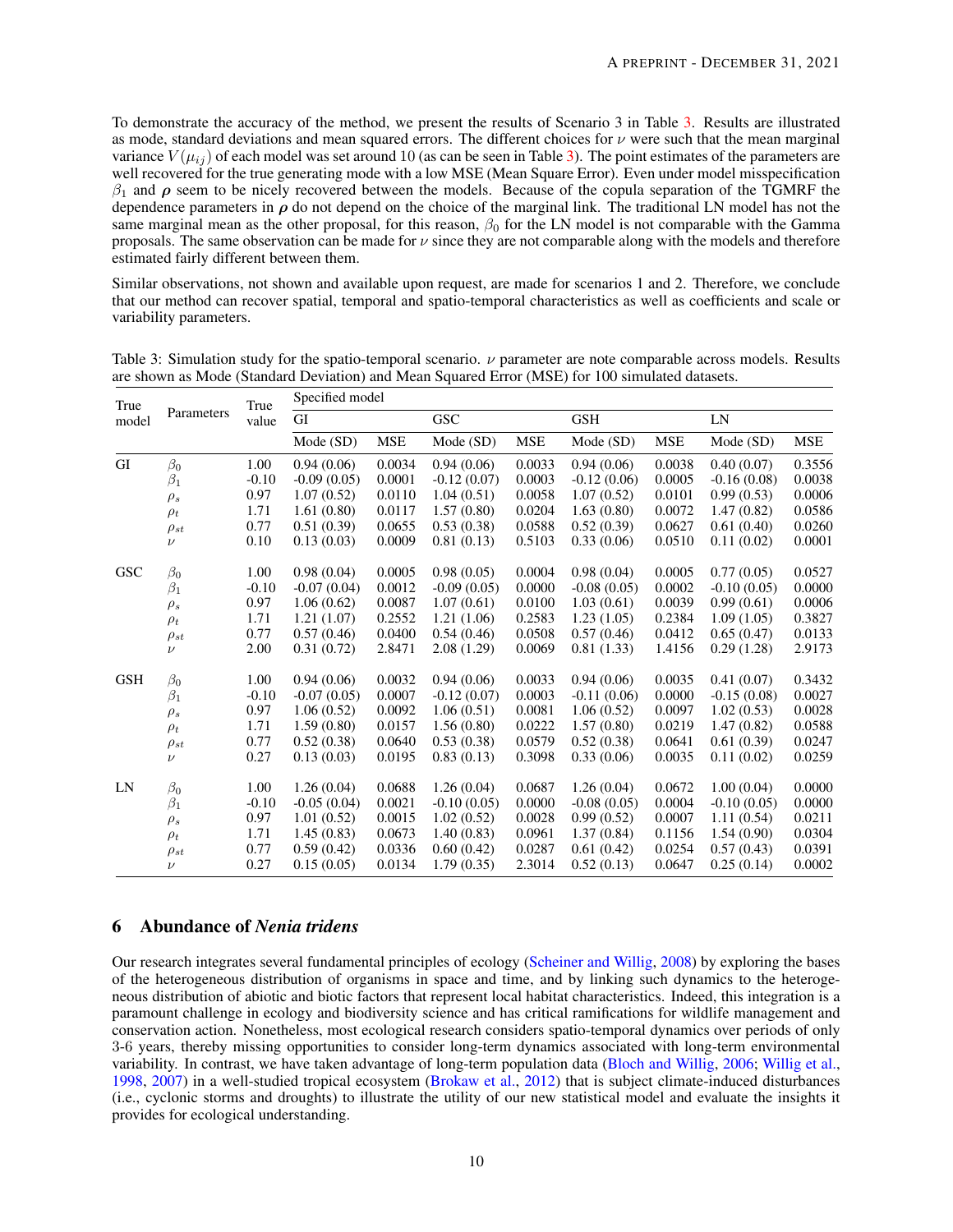To demonstrate the accuracy of the method, we present the results of Scenario 3 in Table 3. Results are illustrated as mode, standard deviations and mean squared errors. The different choices for $\nu$ were such that the mean marginal variance $V(\mu_{ij})$ of each model was set around 10 (as can be seen in Table 3). The point estimates of the parameters are well recovered for the true generating mode with a low MSE (Mean Square Error). Even under model misspecification $\beta_1$ and $\boldsymbol{\rho}$ seem to be nicely recovered between the models. Because of the copula separation of the TGMRF the dependence parameters in $\boldsymbol{\rho}$ do not depend on the choice of the marginal link. The traditional LN model has not the same marginal mean as the other proposal, for this reason, $\beta_0$ for the LN model is not comparable with the Gamma proposals. The same observation can be made for $\nu$ since they are not comparable along with the models and therefore estimated fairly different between them.

Similar observations, not shown and available upon request, are made for scenarios 1 and 2. Therefore, we conclude that our method can recover spatial, temporal and spatio-temporal characteristics as well as coefficients and scale or variability parameters.

Table 3: Simulation study for the spatio-temporal scenario. $\nu$ parameter are note comparable across models. Results are shown as Mode (Standard Deviation) and Mean Squared Error (MSE) for 100 simulated datasets.

| True model | Parameters | True value | Specified model | | | | | | | |
|---|---|---|---|---|---|---|---|---|---|---|
| | | | GI | | GSC | | GSH | | LN | |
| | | | Mode (SD) | MSE | Mode (SD) | MSE | Mode (SD) | MSE | Mode (SD) | MSE |
| GI | $\beta_0$ | 1.00 | 0.94 (0.06) | 0.0034 | 0.94 (0.06) | 0.0033 | 0.94 (0.06) | 0.0038 | 0.40 (0.07) | 0.3556 |
| | $\beta_1$ | -0.10 | -0.09 (0.05) | 0.0001 | -0.12 (0.07) | 0.0003 | -0.12 (0.06) | 0.0005 | -0.16 (0.08) | 0.0038 |
| | $\rho_s$ | 0.97 | 1.07 (0.52) | 0.0110 | 1.04 (0.51) | 0.0058 | 1.07 (0.52) | 0.0101 | 0.99 (0.53) | 0.0006 |
| | $\rho_t$ | 1.71 | 1.61 (0.80) | 0.0117 | 1.57 (0.80) | 0.0204 | 1.63 (0.80) | 0.0072 | 1.47 (0.82) | 0.0586 |
| | $\rho_{st}$ | 0.77 | 0.51 (0.39) | 0.0655 | 0.53 (0.38) | 0.0588 | 0.52 (0.39) | 0.0627 | 0.61 (0.40) | 0.0260 |
| | $\nu$ | 0.10 | 0.13 (0.03) | 0.0009 | 0.81 (0.13) | 0.5103 | 0.33 (0.06) | 0.0510 | 0.11 (0.02) | 0.0001 |
| GSC | $\beta_0$ | 1.00 | 0.98 (0.04) | 0.0005 | 0.98 (0.05) | 0.0004 | 0.98 (0.04) | 0.0005 | 0.77 (0.05) | 0.0527 |
| | $\beta_1$ | -0.10 | -0.07 (0.04) | 0.0012 | -0.09 (0.05) | 0.0000 | -0.08 (0.05) | 0.0002 | -0.10 (0.05) | 0.0000 |
| | $\rho_s$ | 0.97 | 1.06 (0.62) | 0.0087 | 1.07 (0.61) | 0.0100 | 1.03 (0.61) | 0.0039 | 0.99 (0.61) | 0.0006 |
| | $\rho_t$ | 1.71 | 1.21 (1.07) | 0.2552 | 1.21 (1.06) | 0.2583 | 1.23 (1.05) | 0.2384 | 1.09 (1.05) | 0.3827 |
| | $\rho_{st}$ | 0.77 | 0.57 (0.46) | 0.0400 | 0.54 (0.46) | 0.0508 | 0.57 (0.46) | 0.0412 | 0.65 (0.47) | 0.0133 |
| | $\nu$ | 2.00 | 0.31 (0.72) | 2.8471 | 2.08 (1.29) | 0.0069 | 0.81 (1.33) | 1.4156 | 0.29 (1.28) | 2.9173 |
| GSH | $\beta_0$ | 1.00 | 0.94 (0.06) | 0.0032 | 0.94 (0.06) | 0.0033 | 0.94 (0.06) | 0.0035 | 0.41 (0.07) | 0.3432 |
| | $\beta_1$ | -0.10 | -0.07 (0.05) | 0.0007 | -0.12 (0.07) | 0.0003 | -0.11 (0.06) | 0.0000 | -0.15 (0.08) | 0.0027 |
| | $\rho_s$ | 0.97 | 1.06 (0.52) | 0.0092 | 1.06 (0.51) | 0.0081 | 1.06 (0.52) | 0.0097 | 1.02 (0.53) | 0.0028 |
| | $\rho_t$ | 1.71 | 1.59 (0.80) | 0.0157 | 1.56 (0.80) | 0.0222 | 1.57 (0.80) | 0.0219 | 1.47 (0.82) | 0.0588 |
| | $\rho_{st}$ | 0.77 | 0.52 (0.38) | 0.0640 | 0.53 (0.38) | 0.0579 | 0.52 (0.38) | 0.0641 | 0.61 (0.39) | 0.0247 |
| | $\nu$ | 0.27 | 0.13 (0.03) | 0.0195 | 0.83 (0.13) | 0.3098 | 0.33 (0.06) | 0.0035 | 0.11 (0.02) | 0.0259 |
| LN | $\beta_0$ | 1.00 | 1.26 (0.04) | 0.0688 | 1.26 (0.04) | 0.0687 | 1.26 (0.04) | 0.0672 | 1.00 (0.04) | 0.0000 |
| | $\beta_1$ | -0.10 | -0.05 (0.04) | 0.0021 | -0.10 (0.05) | 0.0000 | -0.08 (0.05) | 0.0004 | -0.10 (0.05) | 0.0000 |
| | $\rho_s$ | 0.97 | 1.01 (0.52) | 0.0015 | 1.02 (0.52) | 0.0028 | 0.99 (0.52) | 0.0007 | 1.11 (0.54) | 0.0211 |
| | $\rho_t$ | 1.71 | 1.45 (0.83) | 0.0673 | 1.40 (0.83) | 0.0961 | 1.37 (0.84) | 0.1156 | 1.54 (0.90) | 0.0304 |
| | $\rho_{st}$ | 0.77 | 0.59 (0.42) | 0.0336 | 0.60 (0.42) | 0.0287 | 0.61 (0.42) | 0.0254 | 0.57 (0.43) | 0.0391 |
| | $\nu$ | 0.27 | 0.15 (0.05) | 0.0134 | 1.79 (0.35) | 2.3014 | 0.52 (0.13) | 0.0647 | 0.25 (0.14) | 0.0002 |

# 6 Abundance of *Nenia tridens*

Our research integrates several fundamental principles of ecology (Scheiner and Willig, 2008) by exploring the bases of the heterogeneous distribution of organisms in space and time, and by linking such dynamics to the heterogeneous distribution of abiotic and biotic factors that represent local habitat characteristics. Indeed, this integration is a paramount challenge in ecology and biodiversity science and has critical ramifications for wildlife management and conservation action. Nonetheless, most ecological research considers spatio-temporal dynamics over periods of only 3-6 years, thereby missing opportunities to consider long-term dynamics associated with long-term environmental variability. In contrast, we have taken advantage of long-term population data (Bloch and Willig, 2006; Willig et al., 1998, 2007) in a well-studied tropical ecosystem (Brokaw et al., 2012) that is subject climate-induced disturbances (i.e., cyclonic storms and droughts) to illustrate the utility of our new statistical model and evaluate the insights it provides for ecological understanding.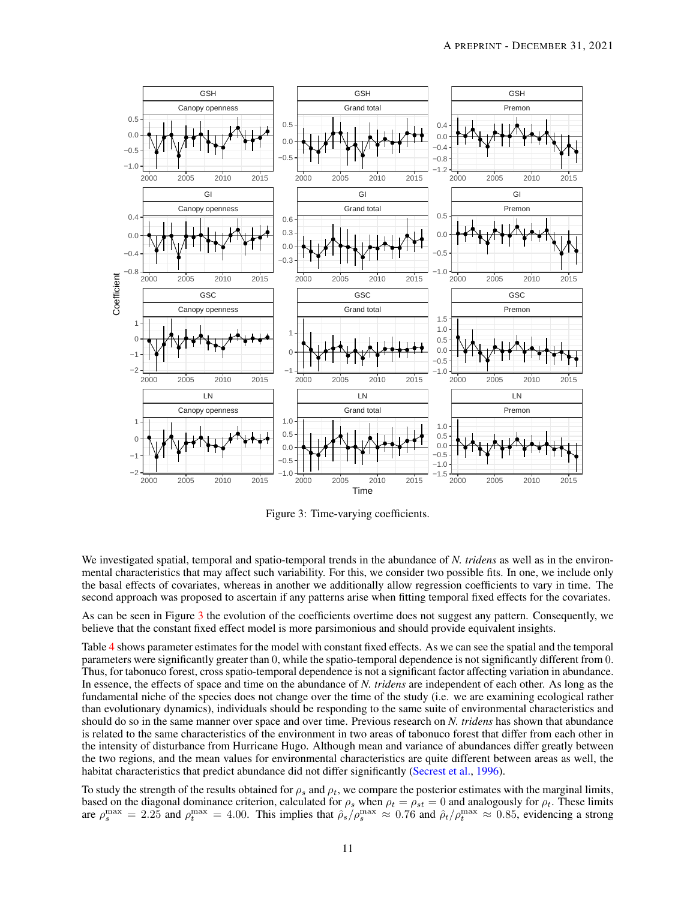Figure 3: Time-varying coefficients.

We investigated spatial, temporal and spatio-temporal trends in the abundance of *N. tridens* as well as in the environmental characteristics that may affect such variability. For this, we consider two possible fits. In one, we include only the basal effects of covariates, whereas in another we additionally allow regression coefficients to vary in time. The second approach was proposed to ascertain if any patterns arise when fitting temporal fixed effects for the covariates.

As can be seen in Figure 3 the evolution of the coefficients overtime does not suggest any pattern. Consequently, we believe that the constant fixed effect model is more parsimonious and should provide equivalent insights.

Table 4 shows parameter estimates for the model with constant fixed effects. As we can see the spatial and the temporal parameters were significantly greater than 0, while the spatio-temporal dependence is not significantly different from 0. Thus, for tabonuco forest, cross spatio-temporal dependence is not a significant factor affecting variation in abundance. In essence, the effects of space and time on the abundance of *N. tridens* are independent of each other. As long as the fundamental niche of the species does not change over the time of the study (i.e. we are examining ecological rather than evolutionary dynamics), individuals should be responding to the same suite of environmental characteristics and should do so in the same manner over space and over time. Previous research on *N. tridens* has shown that abundance is related to the same characteristics of the environment in two areas of tabonuco forest that differ from each other in the intensity of disturbance from Hurricane Hugo. Although mean and variance of abundances differ greatly between the two regions, and the mean values for environmental characteristics are quite different between areas as well, the habitat characteristics that predict abundance did not differ significantly (Secrest et al., 1996).

To study the strength of the results obtained for $\rho_s$ and $\rho_t$, we compare the posterior estimates with the marginal limits, based on the diagonal dominance criterion, calculated for $\rho_s$ when $\rho_t = \rho_{st} = 0$ and analogously for $\rho_t$. These limits are $\rho_s^{\max} = 2.25$ and $\rho_t^{\max} = 4.00$. This implies that $\hat{\rho}_s/\rho_s^{\max} \approx 0.76$ and $\hat{\rho}_t/\rho_t^{\max} \approx 0.85$, evidencing a strong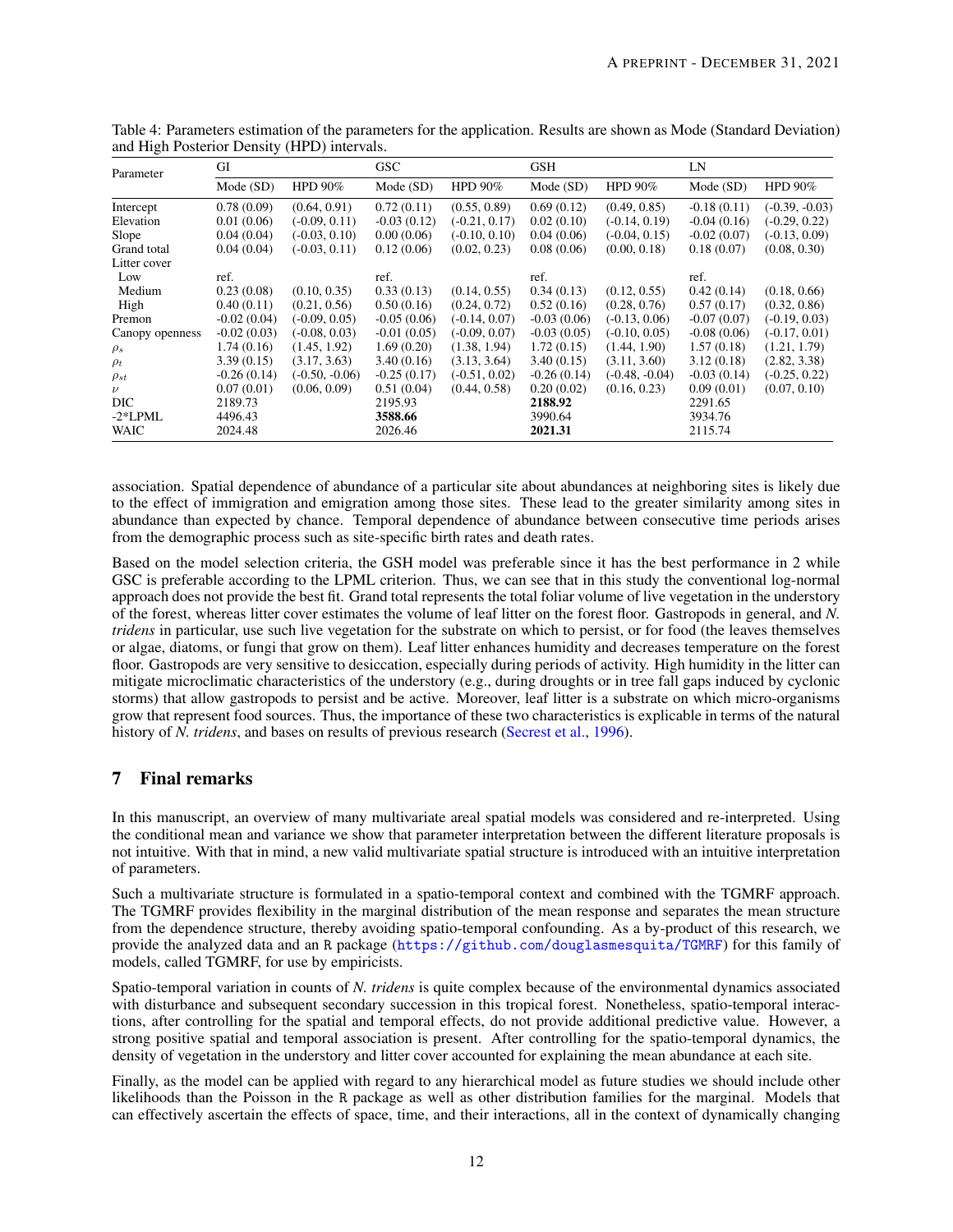Table 4: Parameters estimation of the parameters for the application. Results are shown as Mode (Standard Deviation) and High Posterior Density (HPD) intervals.

| Parameter | GI | | GSC | | GSH | | LN | |
|---|---|---|---|---|---|---|---|---|
| | Mode (SD) | HPD 90% | Mode (SD) | HPD 90% | Mode (SD) | HPD 90% | Mode (SD) | HPD 90% |
| Intercept | 0.78 (0.09) | (0.64, 0.91) | 0.72 (0.11) | (0.55, 0.89) | 0.69 (0.12) | (0.49, 0.85) | -0.18 (0.11) | (-0.39, -0.03) |
| Elevation | 0.01 (0.06) | (-0.09, 0.11) | -0.03 (0.12) | (-0.21, 0.17) | 0.02 (0.10) | (-0.14, 0.19) | -0.04 (0.16) | (-0.29, 0.22) |
| Slope | 0.04 (0.04) | (-0.03, 0.10) | 0.00 (0.06) | (-0.10, 0.10) | 0.04 (0.06) | (-0.04, 0.15) | -0.02 (0.07) | (-0.13, 0.09) |
| Grand total | 0.04 (0.04) | (-0.03, 0.11) | 0.12 (0.06) | (0.02, 0.23) | 0.08 (0.06) | (0.00, 0.18) | 0.18 (0.07) | (0.08, 0.30) |
| Litter cover | | | | | | | | |
| Low | ref. | | ref. | | ref. | | ref. | |
| Medium | 0.23 (0.08) | (0.10, 0.35) | 0.33 (0.13) | (0.14, 0.55) | 0.34 (0.13) | (0.12, 0.55) | 0.42 (0.14) | (0.18, 0.66) |
| High | 0.40 (0.11) | (0.21, 0.56) | 0.50 (0.16) | (0.24, 0.72) | 0.52 (0.16) | (0.28, 0.76) | 0.57 (0.17) | (0.32, 0.86) |
| Premon | -0.02 (0.04) | (-0.09, 0.05) | -0.05 (0.06) | (-0.14, 0.07) | -0.03 (0.06) | (-0.13, 0.06) | -0.07 (0.07) | (-0.19, 0.03) |
| Canopy openness | -0.02 (0.03) | (-0.08, 0.03) | -0.01 (0.05) | (-0.09, 0.07) | -0.03 (0.05) | (-0.10, 0.05) | -0.08 (0.06) | (-0.17, 0.01) |
| $\rho_s$ | 1.74 (0.16) | (1.45, 1.92) | 1.69 (0.20) | (1.38, 1.94) | 1.72 (0.15) | (1.44, 1.90) | 1.57 (0.18) | (1.21, 1.79) |
| $\rho_t$ | 3.39 (0.15) | (3.17, 3.63) | 3.40 (0.16) | (3.13, 3.64) | 3.40 (0.15) | (3.11, 3.60) | 3.12 (0.18) | (2.82, 3.38) |
| $\rho_{st}$ | -0.26 (0.14) | (-0.50, -0.06) | -0.25 (0.17) | (-0.51, 0.02) | -0.26 (0.14) | (-0.48, -0.04) | -0.03 (0.14) | (-0.25, 0.22) |
| $\nu$ | 0.07 (0.01) | (0.06, 0.09) | 0.51 (0.04) | (0.44, 0.58) | 0.20 (0.02) | (0.16, 0.23) | 0.09 (0.01) | (0.07, 0.10) |
| DIC | 2189.73 | | 2195.93 | | **2188.92** | | 2291.65 | |
| -2*LPML | 4496.43 | | **3588.66** | | 3990.64 | | 3934.76 | |
| WAIC | 2024.48 | | 2026.46 | | **2021.31** | | 2115.74 | |

association. Spatial dependence of abundance of a particular site about abundances at neighboring sites is likely due to the effect of immigration and emigration among those sites. These lead to the greater similarity among sites in abundance than expected by chance. Temporal dependence of abundance between consecutive time periods arises from the demographic process such as site-specific birth rates and death rates.

Based on the model selection criteria, the GSH model was preferable since it has the best performance in 2 while GSC is preferable according to the LPML criterion. Thus, we can see that in this study the conventional log-normal approach does not provide the best fit. Grand total represents the total foliar volume of live vegetation in the understory of the forest, whereas litter cover estimates the volume of leaf litter on the forest floor. Gastropods in general, and *N. tridens* in particular, use such live vegetation for the substrate on which to persist, or for food (the leaves themselves or algae, diatoms, or fungi that grow on them). Leaf litter enhances humidity and decreases temperature on the forest floor. Gastropods are very sensitive to desiccation, especially during periods of activity. High humidity in the litter can mitigate microclimatic characteristics of the understory (e.g., during droughts or in tree fall gaps induced by cyclonic storms) that allow gastropods to persist and be active. Moreover, leaf litter is a substrate on which micro-organisms grow that represent food sources. Thus, the importance of these two characteristics is explicable in terms of the natural history of *N. tridens*, and bases on results of previous research (Secrest et al., 1996).

## 7 Final remarks

In this manuscript, an overview of many multivariate areal spatial models was considered and re-interpreted. Using the conditional mean and variance we show that parameter interpretation between the different literature proposals is not intuitive. With that in mind, a new valid multivariate spatial structure is introduced with an intuitive interpretation of parameters.

Such a multivariate structure is formulated in a spatio-temporal context and combined with the TGMRF approach. The TGMRF provides flexibility in the marginal distribution of the mean response and separates the mean structure from the dependence structure, thereby avoiding spatio-temporal confounding. As a by-product of this research, we provide the analyzed data and an R package (https://github.com/douglasmesquita/TGMRF) for this family of models, called TGMRF, for use by empiricists.

Spatio-temporal variation in counts of *N. tridens* is quite complex because of the environmental dynamics associated with disturbance and subsequent secondary succession in this tropical forest. Nonetheless, spatio-temporal interactions, after controlling for the spatial and temporal effects, do not provide additional predictive value. However, a strong positive spatial and temporal association is present. After controlling for the spatio-temporal dynamics, the density of vegetation in the understory and litter cover accounted for explaining the mean abundance at each site.

Finally, as the model can be applied with regard to any hierarchical model as future studies we should include other likelihoods than the Poisson in the R package as well as other distribution families for the marginal. Models that can effectively ascertain the effects of space, time, and their interactions, all in the context of dynamically changing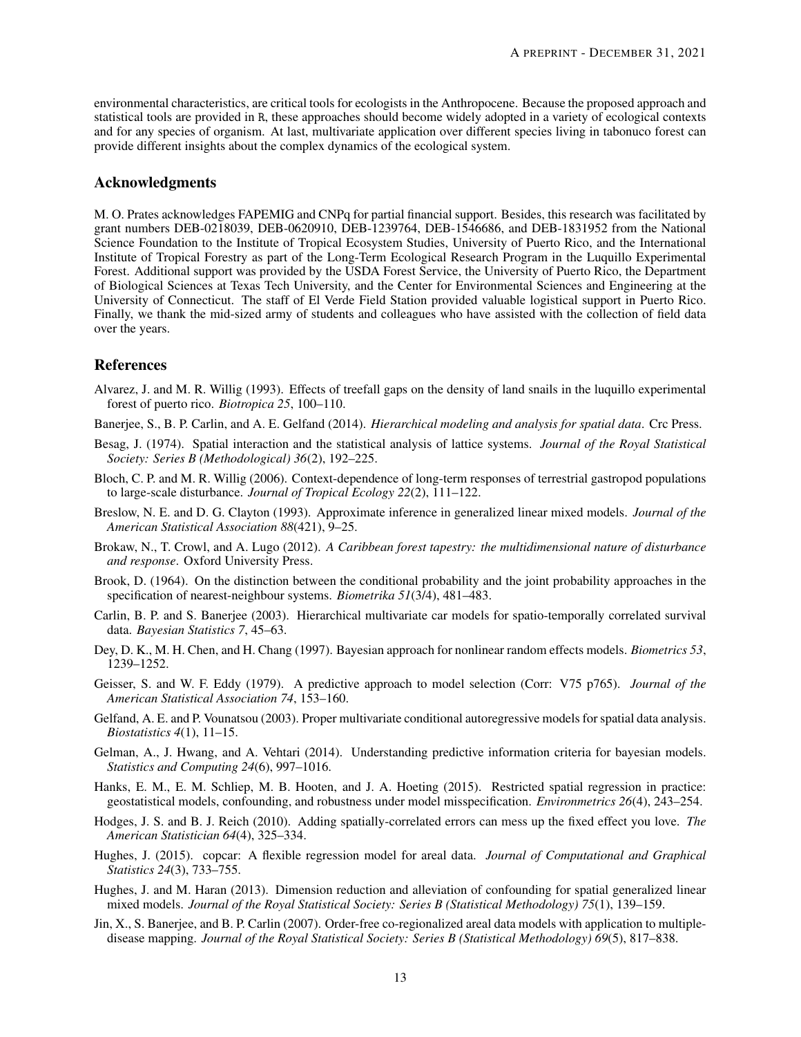environmental characteristics, are critical tools for ecologists in the Anthropocene. Because the proposed approach and statistical tools are provided in R, these approaches should become widely adopted in a variety of ecological contexts and for any species of organism. At last, multivariate application over different species living in tabonuco forest can provide different insights about the complex dynamics of the ecological system.

## Acknowledgments

M. O. Prates acknowledges FAPEMIG and CNPq for partial financial support. Besides, this research was facilitated by grant numbers DEB-0218039, DEB-0620910, DEB-1239764, DEB-1546686, and DEB-1831952 from the National Science Foundation to the Institute of Tropical Ecosystem Studies, University of Puerto Rico, and the International Institute of Tropical Forestry as part of the Long-Term Ecological Research Program in the Luquillo Experimental Forest. Additional support was provided by the USDA Forest Service, the University of Puerto Rico, the Department of Biological Sciences at Texas Tech University, and the Center for Environmental Sciences and Engineering at the University of Connecticut. The staff of El Verde Field Station provided valuable logistical support in Puerto Rico. Finally, we thank the mid-sized army of students and colleagues who have assisted with the collection of field data over the years.

## References

Alvarez, J. and M. R. Willig (1993). Effects of treefall gaps on the density of land snails in the luquillo experimental forest of puerto rico. *Biotropica 25*, 100–110.

Banerjee, S., B. P. Carlin, and A. E. Gelfand (2014). *Hierarchical modeling and analysis for spatial data*. Crc Press.

Besag, J. (1974). Spatial interaction and the statistical analysis of lattice systems. *Journal of the Royal Statistical Society: Series B (Methodological) 36*(2), 192–225.

Bloch, C. P. and M. R. Willig (2006). Context-dependence of long-term responses of terrestrial gastropod populations to large-scale disturbance. *Journal of Tropical Ecology 22*(2), 111–122.

Breslow, N. E. and D. G. Clayton (1993). Approximate inference in generalized linear mixed models. *Journal of the American Statistical Association 88*(421), 9–25.

Brokaw, N., T. Crowl, and A. Lugo (2012). *A Caribbean forest tapestry: the multidimensional nature of disturbance and response*. Oxford University Press.

Brook, D. (1964). On the distinction between the conditional probability and the joint probability approaches in the specification of nearest-neighbour systems. *Biometrika 51*(3/4), 481–483.

Carlin, B. P. and S. Banerjee (2003). Hierarchical multivariate car models for spatio-temporally correlated survival data. *Bayesian Statistics 7*, 45–63.

Dey, D. K., M. H. Chen, and H. Chang (1997). Bayesian approach for nonlinear random effects models. *Biometrics 53*, 1239–1252.

Geisser, S. and W. F. Eddy (1979). A predictive approach to model selection (Corr: V75 p765). *Journal of the American Statistical Association 74*, 153–160.

Gelfand, A. E. and P. Vounatsou (2003). Proper multivariate conditional autoregressive models for spatial data analysis. *Biostatistics 4*(1), 11–15.

Gelman, A., J. Hwang, and A. Vehtari (2014). Understanding predictive information criteria for bayesian models. *Statistics and Computing 24*(6), 997–1016.

Hanks, E. M., E. M. Schliep, M. B. Hooten, and J. A. Hoeting (2015). Restricted spatial regression in practice: geostatistical models, confounding, and robustness under model misspecification. *Environmetrics 26*(4), 243–254.

Hodges, J. S. and B. J. Reich (2010). Adding spatially-correlated errors can mess up the fixed effect you love. *The American Statistician 64*(4), 325–334.

Hughes, J. (2015). copcar: A flexible regression model for areal data. *Journal of Computational and Graphical Statistics 24*(3), 733–755.

Hughes, J. and M. Haran (2013). Dimension reduction and alleviation of confounding for spatial generalized linear mixed models. *Journal of the Royal Statistical Society: Series B (Statistical Methodology) 75*(1), 139–159.

Jin, X., S. Banerjee, and B. P. Carlin (2007). Order-free co-regionalized areal data models with application to multiple-disease mapping. *Journal of the Royal Statistical Society: Series B (Statistical Methodology) 69*(5), 817–838.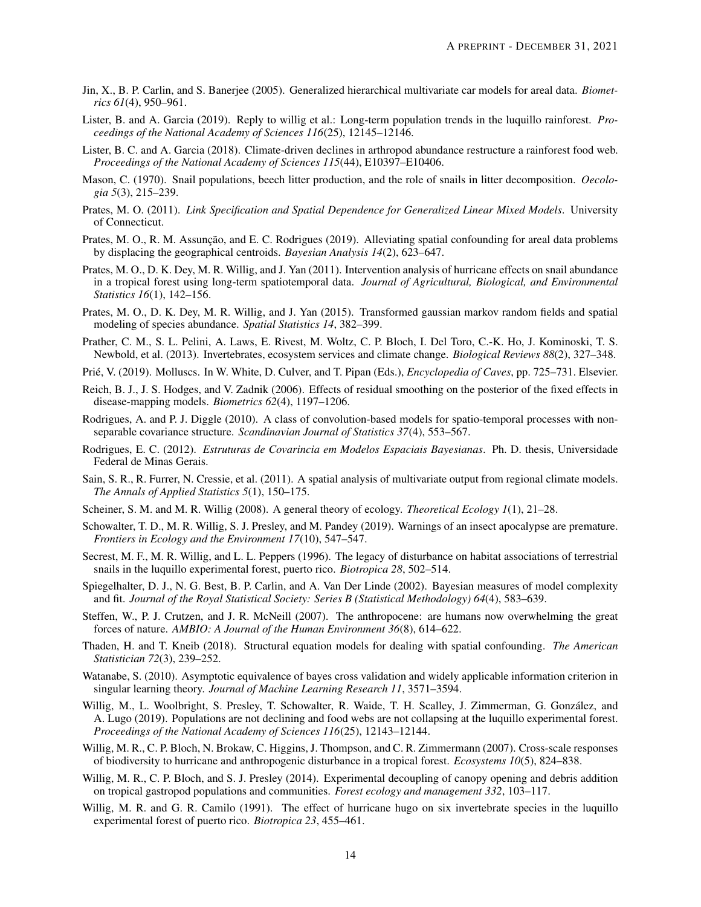Jin, X., B. P. Carlin, and S. Banerjee (2005). Generalized hierarchical multivariate car models for areal data. *Biometrics 61*(4), 950–961.

Lister, B. and A. Garcia (2019). Reply to willig et al.: Long-term population trends in the luquillo rainforest. *Proceedings of the National Academy of Sciences 116*(25), 12145–12146.

Lister, B. C. and A. Garcia (2018). Climate-driven declines in arthropod abundance restructure a rainforest food web. *Proceedings of the National Academy of Sciences 115*(44), E10397–E10406.

Mason, C. (1970). Snail populations, beech litter production, and the role of snails in litter decomposition. *Oecologia 5*(3), 215–239.

Prates, M. O. (2011). *Link Specification and Spatial Dependence for Generalized Linear Mixed Models*. University of Connecticut.

Prates, M. O., R. M. Assunção, and E. C. Rodrigues (2019). Alleviating spatial confounding for areal data problems by displacing the geographical centroids. *Bayesian Analysis 14*(2), 623–647.

Prates, M. O., D. K. Dey, M. R. Willig, and J. Yan (2011). Intervention analysis of hurricane effects on snail abundance in a tropical forest using long-term spatiotemporal data. *Journal of Agricultural, Biological, and Environmental Statistics 16*(1), 142–156.

Prates, M. O., D. K. Dey, M. R. Willig, and J. Yan (2015). Transformed gaussian markov random fields and spatial modeling of species abundance. *Spatial Statistics 14*, 382–399.

Prather, C. M., S. L. Pelini, A. Laws, E. Rivest, M. Woltz, C. P. Bloch, I. Del Toro, C.-K. Ho, J. Kominoski, T. S. Newbold, et al. (2013). Invertebrates, ecosystem services and climate change. *Biological Reviews 88*(2), 327–348.

Prié, V. (2019). Molluscs. In W. White, D. Culver, and T. Pipan (Eds.), *Encyclopedia of Caves*, pp. 725–731. Elsevier.

Reich, B. J., J. S. Hodges, and V. Zadnik (2006). Effects of residual smoothing on the posterior of the fixed effects in disease-mapping models. *Biometrics 62*(4), 1197–1206.

Rodrigues, A. and P. J. Diggle (2010). A class of convolution-based models for spatio-temporal processes with non-separable covariance structure. *Scandinavian Journal of Statistics 37*(4), 553–567.

Rodrigues, E. C. (2012). *Estruturas de Covarincia em Modelos Espaciais Bayesianas*. Ph. D. thesis, Universidade Federal de Minas Gerais.

Sain, S. R., R. Furrer, N. Cressie, et al. (2011). A spatial analysis of multivariate output from regional climate models. *The Annals of Applied Statistics 5*(1), 150–175.

Scheiner, S. M. and M. R. Willig (2008). A general theory of ecology. *Theoretical Ecology 1*(1), 21–28.

Schowalter, T. D., M. R. Willig, S. J. Presley, and M. Pandey (2019). Warnings of an insect apocalypse are premature. *Frontiers in Ecology and the Environment 17*(10), 547–547.

Secrest, M. F., M. R. Willig, and L. L. Peppers (1996). The legacy of disturbance on habitat associations of terrestrial snails in the luquillo experimental forest, puerto rico. *Biotropica 28*, 502–514.

Spiegelhalter, D. J., N. G. Best, B. P. Carlin, and A. Van Der Linde (2002). Bayesian measures of model complexity and fit. *Journal of the Royal Statistical Society: Series B (Statistical Methodology) 64*(4), 583–639.

Steffen, W., P. J. Crutzen, and J. R. McNeill (2007). The anthropocene: are humans now overwhelming the great forces of nature. *AMBIO: A Journal of the Human Environment 36*(8), 614–622.

Thaden, H. and T. Kneib (2018). Structural equation models for dealing with spatial confounding. *The American Statistician 72*(3), 239–252.

Watanabe, S. (2010). Asymptotic equivalence of bayes cross validation and widely applicable information criterion in singular learning theory. *Journal of Machine Learning Research 11*, 3571–3594.

Willig, M., L. Woolbright, S. Presley, T. Schowalter, R. Waide, T. H. Scalley, J. Zimmerman, G. González, and A. Lugo (2019). Populations are not declining and food webs are not collapsing at the luquillo experimental forest. *Proceedings of the National Academy of Sciences 116*(25), 12143–12144.

Willig, M. R., C. P. Bloch, N. Brokaw, C. Higgins, J. Thompson, and C. R. Zimmermann (2007). Cross-scale responses of biodiversity to hurricane and anthropogenic disturbance in a tropical forest. *Ecosystems 10*(5), 824–838.

Willig, M. R., C. P. Bloch, and S. J. Presley (2014). Experimental decoupling of canopy opening and debris addition on tropical gastropod populations and communities. *Forest ecology and management 332*, 103–117.

Willig, M. R. and G. R. Camilo (1991). The effect of hurricane hugo on six invertebrate species in the luquillo experimental forest of puerto rico. *Biotropica 23*, 455–461.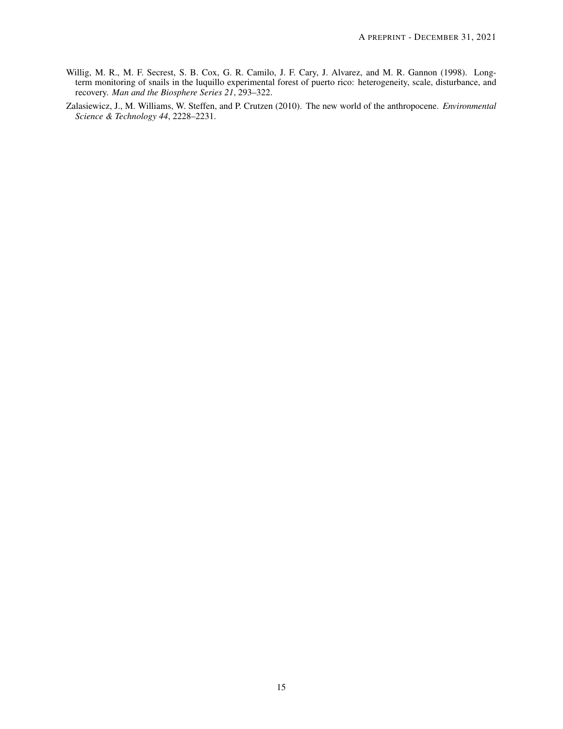Willig, M. R., M. F. Secrest, S. B. Cox, G. R. Camilo, J. F. Cary, J. Alvarez, and M. R. Gannon (1998). Long-term monitoring of snails in the luquillo experimental forest of puerto rico: heterogeneity, scale, disturbance, and recovery. *Man and the Biosphere Series 21*, 293–322.

Zalasiewicz, J., M. Williams, W. Steffen, and P. Crutzen (2010). The new world of the anthropocene. *Environmental Science & Technology 44*, 2228–2231.